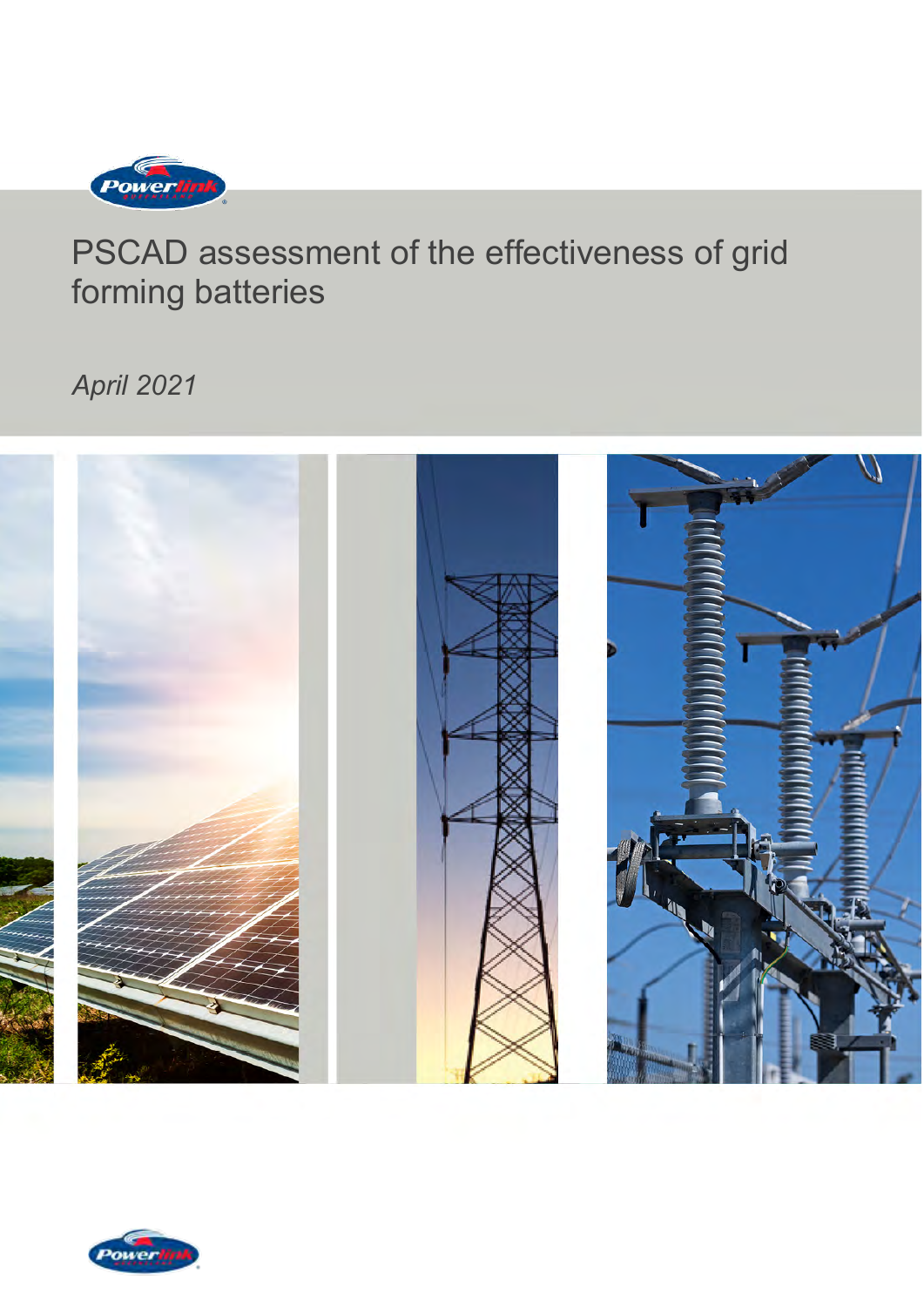# PSCAD assessment of the effectiveness of grid forming batteries

*April 2021*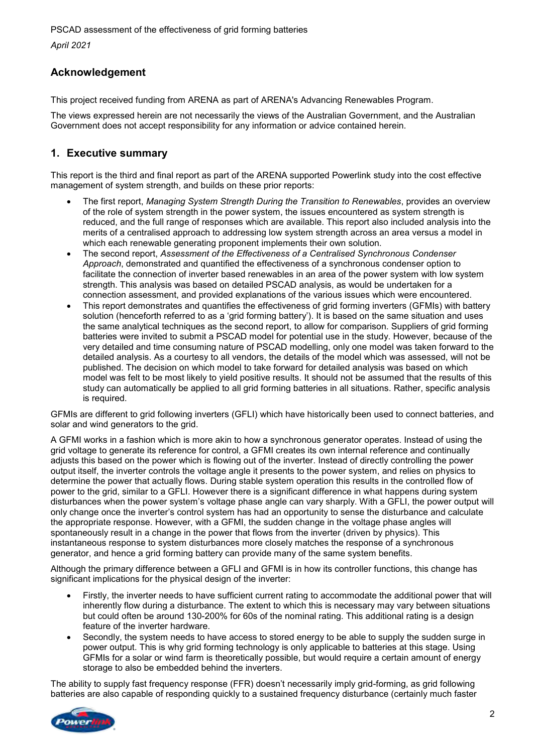## Acknowledgement

This project received funding from ARENA as part of ARENA's Advancing Renewables Program.

The views expressed herein are not necessarily the views of the Australian Government, and the Australian Government does not accept responsibility for any information or advice contained herein.

## 1. Executive summary

This report is the third and final report as part of the ARENA supported Powerlink study into the cost effective management of system strength, and builds on these prior reports:

- The first report, *Managing System Strength During the Transition to Renewables*, provides an overview of the role of system strength in the power system, the issues encountered as system strength is reduced, and the full range of responses which are available. This report also included analysis into the merits of a centralised approach to addressing low system strength across an area versus a model in which each renewable generating proponent implements their own solution.
- The second report, *Assessment of the Effectiveness of a Centralised Synchronous Condenser Approach*, demonstrated and quantified the effectiveness of a synchronous condenser option to facilitate the connection of inverter based renewables in an area of the power system with low system strength. This analysis was based on detailed PSCAD analysis, as would be undertaken for a connection assessment, and provided explanations of the various issues which were encountered.
- This report demonstrates and quantifies the effectiveness of grid forming inverters (GFMIs) with battery solution (henceforth referred to as a 'grid forming battery'). It is based on the same situation and uses the same analytical techniques as the second report, to allow for comparison. Suppliers of grid forming batteries were invited to submit a PSCAD model for potential use in the study. However, because of the very detailed and time consuming nature of PSCAD modelling, only one model was taken forward to the detailed analysis. As a courtesy to all vendors, the details of the model which was assessed, will not be published. The decision on which model to take forward for detailed analysis was based on which model was felt to be most likely to yield positive results. It should not be assumed that the results of this study can automatically be applied to all grid forming batteries in all situations. Rather, specific analysis is required.

GFMIs are different to grid following inverters (GFLI) which have historically been used to connect batteries, and solar and wind generators to the grid.

A GFMI works in a fashion which is more akin to how a synchronous generator operates. Instead of using the grid voltage to generate its reference for control, a GFMI creates its own internal reference and continually adjusts this based on the power which is flowing out of the inverter. Instead of directly controlling the power output itself, the inverter controls the voltage angle it presents to the power system, and relies on physics to determine the power that actually flows. During stable system operation this results in the controlled flow of power to the grid, similar to a GFLI. However there is a significant difference in what happens during system disturbances when the power system's voltage phase angle can vary sharply. With a GFLI, the power output will only change once the inverter's control system has had an opportunity to sense the disturbance and calculate the appropriate response. However, with a GFMI, the sudden change in the voltage phase angles will spontaneously result in a change in the power that flows from the inverter (driven by physics). This instantaneous response to system disturbances more closely matches the response of a synchronous generator, and hence a grid forming battery can provide many of the same system benefits.

Although the primary difference between a GFLI and GFMI is in how its controller functions, this change has significant implications for the physical design of the inverter:

- Firstly, the inverter needs to have sufficient current rating to accommodate the additional power that will inherently flow during a disturbance. The extent to which this is necessary may vary between situations but could often be around 130-200% for 60s of the nominal rating. This additional rating is a design feature of the inverter hardware.
- Secondly, the system needs to have access to stored energy to be able to supply the sudden surge in power output. This is why grid forming technology is only applicable to batteries at this stage. Using GFMIs for a solar or wind farm is theoretically possible, but would require a certain amount of energy storage to also be embedded behind the inverters.

The ability to supply fast frequency response (FFR) doesn't necessarily imply grid-forming, as grid following batteries are also capable of responding quickly to a sustained frequency disturbance (certainly much faster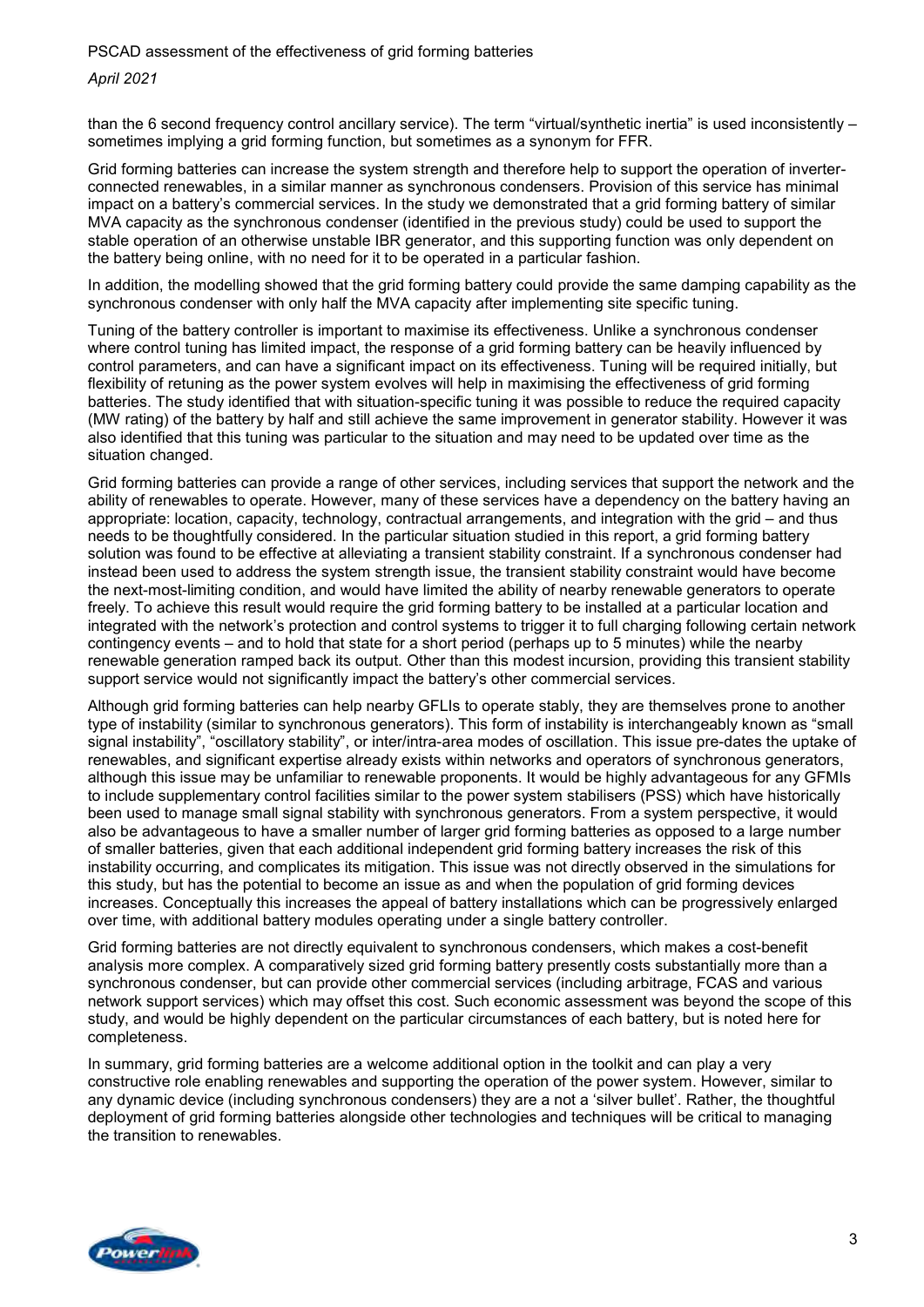than the 6 second frequency control ancillary service). The term "virtual/synthetic inertia" is used inconsistently – sometimes implying a grid forming function, but sometimes as a synonym for FFR.

Grid forming batteries can increase the system strength and therefore help to support the operation of inverter-connected renewables, in a similar manner as synchronous condensers. Provision of this service has minimal impact on a battery's commercial services. In the study we demonstrated that a grid forming battery of similar MVA capacity as the synchronous condenser (identified in the previous study) could be used to support the stable operation of an otherwise unstable IBR generator, and this supporting function was only dependent on the battery being online, with no need for it to be operated in a particular fashion.

In addition, the modelling showed that the grid forming battery could provide the same damping capability as the synchronous condenser with only half the MVA capacity after implementing site specific tuning.

Tuning of the battery controller is important to maximise its effectiveness. Unlike a synchronous condenser where control tuning has limited impact, the response of a grid forming battery can be heavily influenced by control parameters, and can have a significant impact on its effectiveness. Tuning will be required initially, but flexibility of retuning as the power system evolves will help in maximising the effectiveness of grid forming batteries. The study identified that with situation-specific tuning it was possible to reduce the required capacity (MW rating) of the battery by half and still achieve the same improvement in generator stability. However it was also identified that this tuning was particular to the situation and may need to be updated over time as the situation changed.

Grid forming batteries can provide a range of other services, including services that support the network and the ability of renewables to operate. However, many of these services have a dependency on the battery having an appropriate: location, capacity, technology, contractual arrangements, and integration with the grid – and thus needs to be thoughtfully considered. In the particular situation studied in this report, a grid forming battery solution was found to be effective at alleviating a transient stability constraint. If a synchronous condenser had instead been used to address the system strength issue, the transient stability constraint would have become the next-most-limiting condition, and would have limited the ability of nearby renewable generators to operate freely. To achieve this result would require the grid forming battery to be installed at a particular location and integrated with the network's protection and control systems to trigger it to full charging following certain network contingency events – and to hold that state for a short period (perhaps up to 5 minutes) while the nearby renewable generation ramped back its output. Other than this modest incursion, providing this transient stability support service would not significantly impact the battery's other commercial services.

Although grid forming batteries can help nearby GFLIs to operate stably, they are themselves prone to another type of instability (similar to synchronous generators). This form of instability is interchangeably known as "small signal instability", "oscillatory stability", or inter/intra-area modes of oscillation. This issue pre-dates the uptake of renewables, and significant expertise already exists within networks and operators of synchronous generators, although this issue may be unfamiliar to renewable proponents. It would be highly advantageous for any GFMIs to include supplementary control facilities similar to the power system stabilisers (PSS) which have historically been used to manage small signal stability with synchronous generators. From a system perspective, it would also be advantageous to have a smaller number of larger grid forming batteries as opposed to a large number of smaller batteries, given that each additional independent grid forming battery increases the risk of this instability occurring, and complicates its mitigation. This issue was not directly observed in the simulations for this study, but has the potential to become an issue as and when the population of grid forming devices increases. Conceptually this increases the appeal of battery installations which can be progressively enlarged over time, with additional battery modules operating under a single battery controller.

Grid forming batteries are not directly equivalent to synchronous condensers, which makes a cost-benefit analysis more complex. A comparatively sized grid forming battery presently costs substantially more than a synchronous condenser, but can provide other commercial services (including arbitrage, FCAS and various network support services) which may offset this cost. Such economic assessment was beyond the scope of this study, and would be highly dependent on the particular circumstances of each battery, but is noted here for completeness.

In summary, grid forming batteries are a welcome additional option in the toolkit and can play a very constructive role enabling renewables and supporting the operation of the power system. However, similar to any dynamic device (including synchronous condensers) they are a not a 'silver bullet'. Rather, the thoughtful deployment of grid forming batteries alongside other technologies and techniques will be critical to managing the transition to renewables.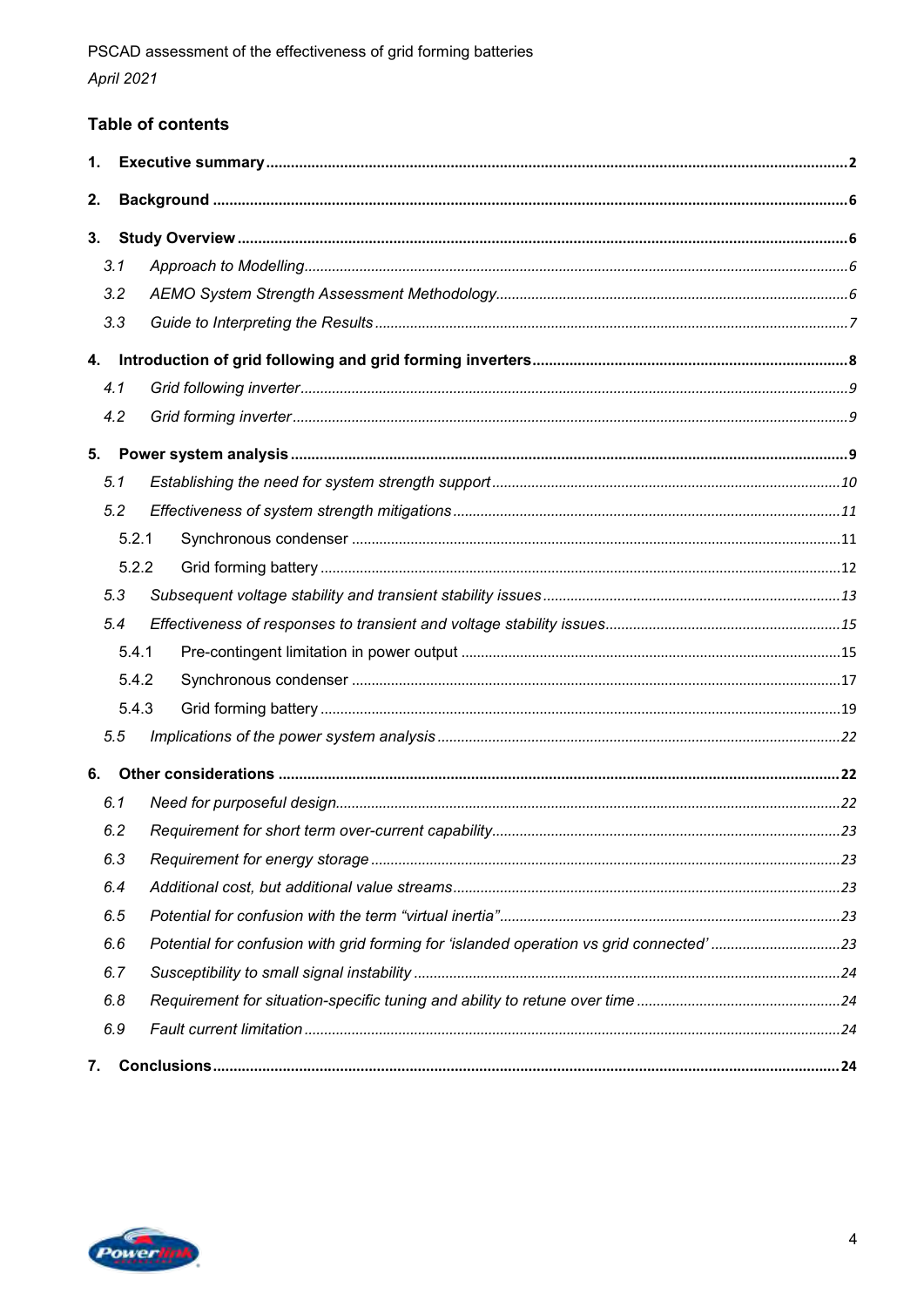## Table of contents

1. **Executive summary** ..... 2
2. **Background** ..... 6
3. **Study Overview** ..... 6
   - *3.1 Approach to Modelling* ..... 6
   - *3.2 AEMO System Strength Assessment Methodology* ..... 6
   - *3.3 Guide to Interpreting the Results* ..... 7
4. **Introduction of grid following and grid forming inverters** ..... 8
   - *4.1 Grid following inverter* ..... 9
   - *4.2 Grid forming inverter* ..... 9
5. **Power system analysis** ..... 9
   - *5.1 Establishing the need for system strength support* ..... 10
   - *5.2 Effectiveness of system strength mitigations* ..... 11
     - 5.2.1 Synchronous condenser ..... 11
     - 5.2.2 Grid forming battery ..... 12
   - *5.3 Subsequent voltage stability and transient stability issues* ..... 13
   - *5.4 Effectiveness of responses to transient and voltage stability issues* ..... 15
     - 5.4.1 Pre-contingent limitation in power output ..... 15
     - 5.4.2 Synchronous condenser ..... 17
     - 5.4.3 Grid forming battery ..... 19
   - *5.5 Implications of the power system analysis* ..... 22
6. **Other considerations** ..... 22
   - *6.1 Need for purposeful design* ..... 22
   - *6.2 Requirement for short term over-current capability* ..... 23
   - *6.3 Requirement for energy storage* ..... 23
   - *6.4 Additional cost, but additional value streams* ..... 23
   - *6.5 Potential for confusion with the term "virtual inertia"* ..... 23
   - *6.6 Potential for confusion with grid forming for 'islanded operation vs grid connected'* ..... 23
   - *6.7 Susceptibility to small signal instability* ..... 24
   - *6.8 Requirement for situation-specific tuning and ability to retune over time* ..... 24
   - *6.9 Fault current limitation* ..... 24
7. **Conclusions** ..... 24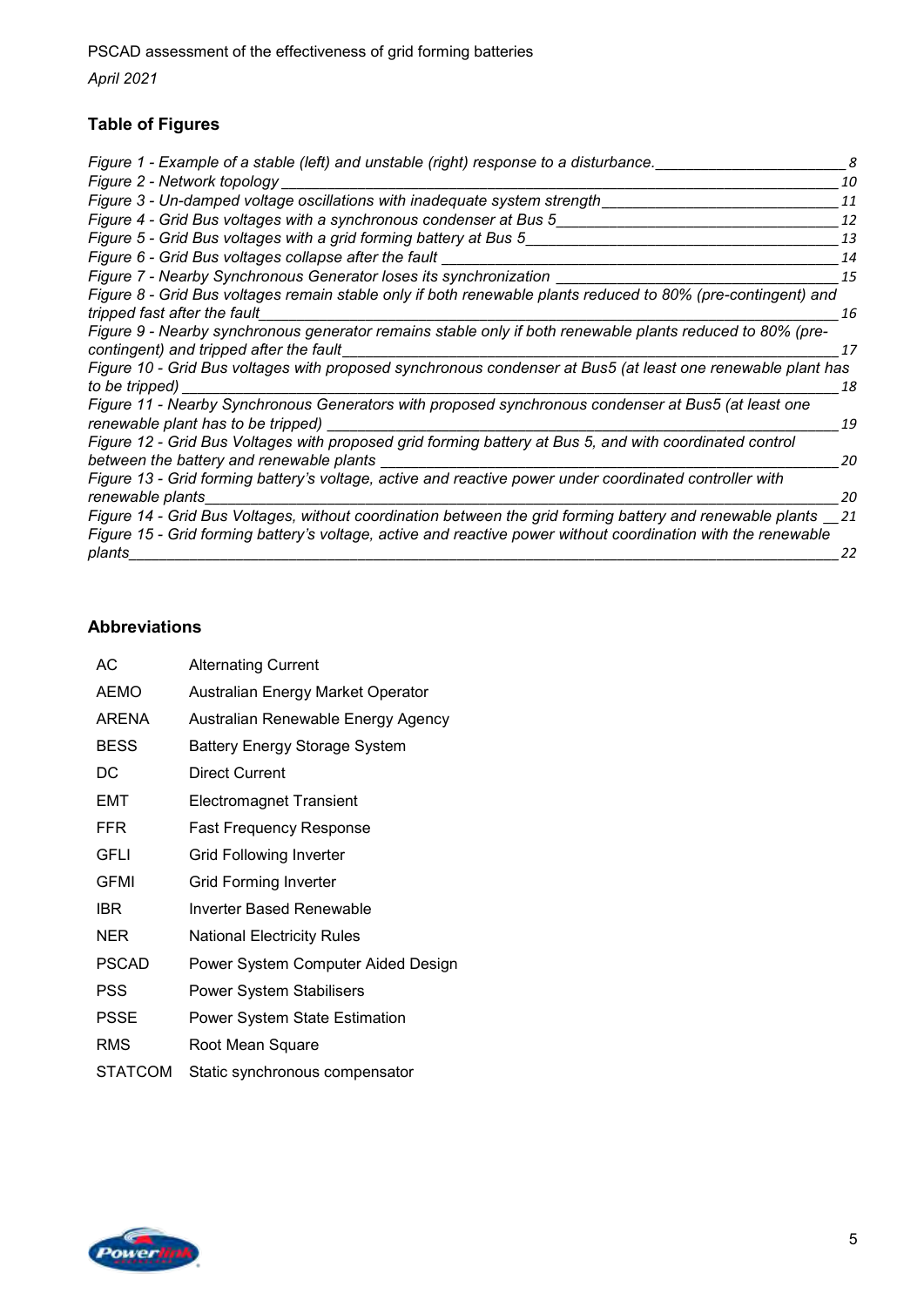## Table of Figures

*Figure 1 - Example of a stable (left) and unstable (right) response to a disturbance.* 8
*Figure 2 - Network topology* 10
*Figure 3 - Un-damped voltage oscillations with inadequate system strength* 11
*Figure 4 - Grid Bus voltages with a synchronous condenser at Bus 5* 12
*Figure 5 - Grid Bus voltages with a grid forming battery at Bus 5* 13
*Figure 6 - Grid Bus voltages collapse after the fault* 14
*Figure 7 - Nearby Synchronous Generator loses its synchronization* 15
*Figure 8 - Grid Bus voltages remain stable only if both renewable plants reduced to 80% (pre-contingent) and tripped fast after the fault* 16
*Figure 9 - Nearby synchronous generator remains stable only if both renewable plants reduced to 80% (pre-contingent) and tripped after the fault* 17
*Figure 10 - Grid Bus voltages with proposed synchronous condenser at Bus5 (at least one renewable plant has to be tripped)* 18
*Figure 11 - Nearby Synchronous Generators with proposed synchronous condenser at Bus5 (at least one renewable plant has to be tripped)* 19
*Figure 12 - Grid Bus Voltages with proposed grid forming battery at Bus 5, and with coordinated control between the battery and renewable plants* 20
*Figure 13 - Grid forming battery's voltage, active and reactive power under coordinated controller with renewable plants* 20
*Figure 14 - Grid Bus Voltages, without coordination between the grid forming battery and renewable plants* 21
*Figure 15 - Grid forming battery's voltage, active and reactive power without coordination with the renewable plants* 22

## Abbreviations

| | |
|---|---|
| AC | Alternating Current |
| AEMO | Australian Energy Market Operator |
| ARENA | Australian Renewable Energy Agency |
| BESS | Battery Energy Storage System |
| DC | Direct Current |
| EMT | Electromagnet Transient |
| FFR | Fast Frequency Response |
| GFLI | Grid Following Inverter |
| GFMI | Grid Forming Inverter |
| IBR | Inverter Based Renewable |
| NER | National Electricity Rules |
| PSCAD | Power System Computer Aided Design |
| PSS | Power System Stabilisers |
| PSSE | Power System State Estimation |
| RMS | Root Mean Square |
| STATCOM | Static synchronous compensator |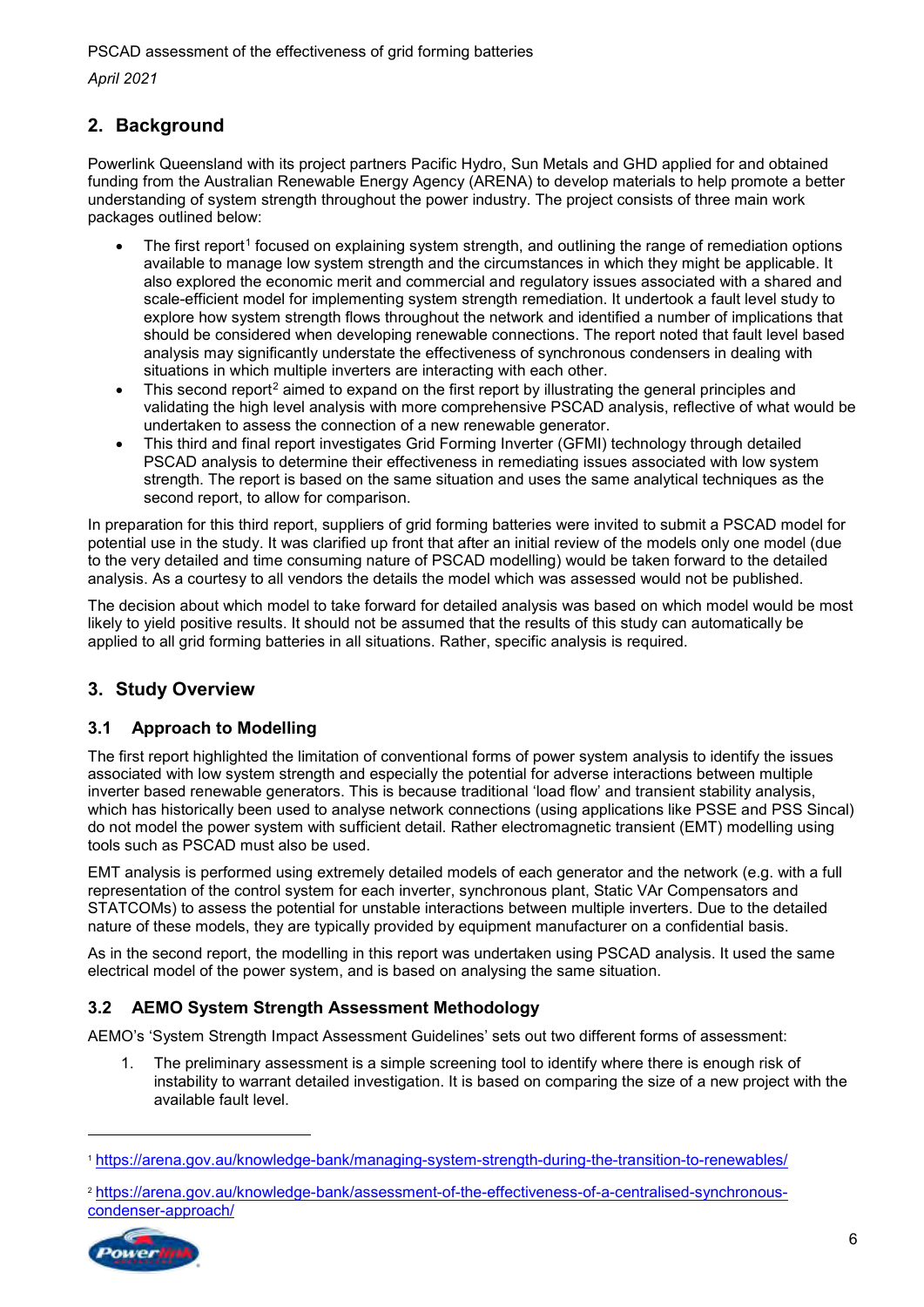## 2. Background

Powerlink Queensland with its project partners Pacific Hydro, Sun Metals and GHD applied for and obtained funding from the Australian Renewable Energy Agency (ARENA) to develop materials to help promote a better understanding of system strength throughout the power industry. The project consists of three main work packages outlined below:

- The first report[1] focused on explaining system strength, and outlining the range of remediation options available to manage low system strength and the circumstances in which they might be applicable. It also explored the economic merit and commercial and regulatory issues associated with a shared and scale-efficient model for implementing system strength remediation. It undertook a fault level study to explore how system strength flows throughout the network and identified a number of implications that should be considered when developing renewable connections. The report noted that fault level based analysis may significantly understate the effectiveness of synchronous condensers in dealing with situations in which multiple inverters are interacting with each other.
- This second report[2] aimed to expand on the first report by illustrating the general principles and validating the high level analysis with more comprehensive PSCAD analysis, reflective of what would be undertaken to assess the connection of a new renewable generator.
- This third and final report investigates Grid Forming Inverter (GFMI) technology through detailed PSCAD analysis to determine their effectiveness in remediating issues associated with low system strength. The report is based on the same situation and uses the same analytical techniques as the second report, to allow for comparison.

In preparation for this third report, suppliers of grid forming batteries were invited to submit a PSCAD model for potential use in the study. It was clarified up front that after an initial review of the models only one model (due to the very detailed and time consuming nature of PSCAD modelling) would be taken forward to the detailed analysis. As a courtesy to all vendors the details the model which was assessed would not be published.

The decision about which model to take forward for detailed analysis was based on which model would be most likely to yield positive results. It should not be assumed that the results of this study can automatically be applied to all grid forming batteries in all situations. Rather, specific analysis is required.

## 3. Study Overview

### 3.1 Approach to Modelling

The first report highlighted the limitation of conventional forms of power system analysis to identify the issues associated with low system strength and especially the potential for adverse interactions between multiple inverter based renewable generators. This is because traditional 'load flow' and transient stability analysis, which has historically been used to analyse network connections (using applications like PSSE and PSS Sincal) do not model the power system with sufficient detail. Rather electromagnetic transient (EMT) modelling using tools such as PSCAD must also be used.

EMT analysis is performed using extremely detailed models of each generator and the network (e.g. with a full representation of the control system for each inverter, synchronous plant, Static VAr Compensators and STATCOMs) to assess the potential for unstable interactions between multiple inverters. Due to the detailed nature of these models, they are typically provided by equipment manufacturer on a confidential basis.

As in the second report, the modelling in this report was undertaken using PSCAD analysis. It used the same electrical model of the power system, and is based on analysing the same situation.

### 3.2 AEMO System Strength Assessment Methodology

AEMO's 'System Strength Impact Assessment Guidelines' sets out two different forms of assessment:

1. The preliminary assessment is a simple screening tool to identify where there is enough risk of instability to warrant detailed investigation. It is based on comparing the size of a new project with the available fault level.

---

[1] https://arena.gov.au/knowledge-bank/managing-system-strength-during-the-transition-to-renewables/

[2] https://arena.gov.au/knowledge-bank/assessment-of-the-effectiveness-of-a-centralised-synchronous-condenser-approach/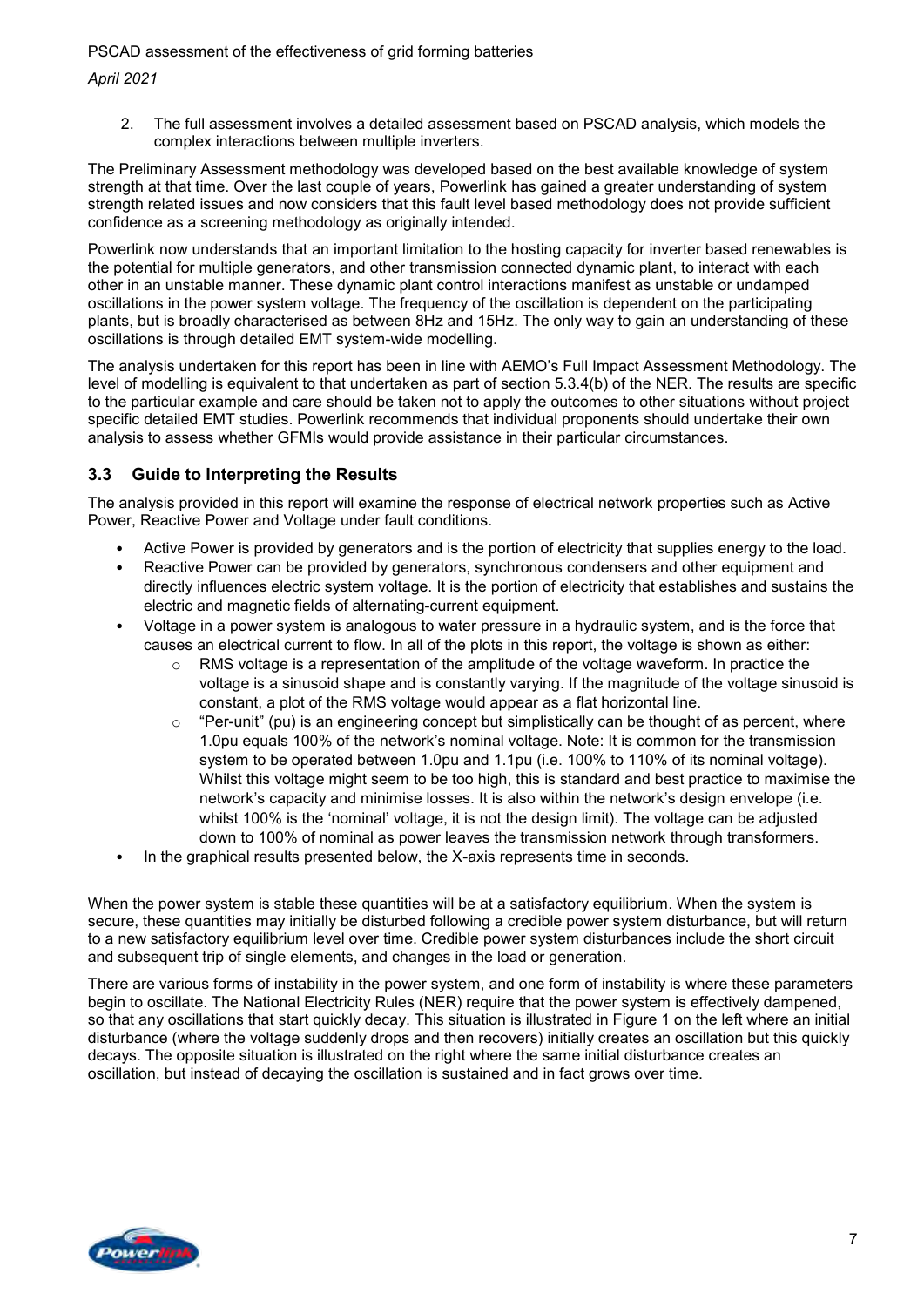2. The full assessment involves a detailed assessment based on PSCAD analysis, which models the complex interactions between multiple inverters.

The Preliminary Assessment methodology was developed based on the best available knowledge of system strength at that time. Over the last couple of years, Powerlink has gained a greater understanding of system strength related issues and now considers that this fault level based methodology does not provide sufficient confidence as a screening methodology as originally intended.

Powerlink now understands that an important limitation to the hosting capacity for inverter based renewables is the potential for multiple generators, and other transmission connected dynamic plant, to interact with each other in an unstable manner. These dynamic plant control interactions manifest as unstable or undamped oscillations in the power system voltage. The frequency of the oscillation is dependent on the participating plants, but is broadly characterised as between 8Hz and 15Hz. The only way to gain an understanding of these oscillations is through detailed EMT system-wide modelling.

The analysis undertaken for this report has been in line with AEMO's Full Impact Assessment Methodology. The level of modelling is equivalent to that undertaken as part of section 5.3.4(b) of the NER. The results are specific to the particular example and care should be taken not to apply the outcomes to other situations without project specific detailed EMT studies. Powerlink recommends that individual proponents should undertake their own analysis to assess whether GFMIs would provide assistance in their particular circumstances.

## 3.3 Guide to Interpreting the Results

The analysis provided in this report will examine the response of electrical network properties such as Active Power, Reactive Power and Voltage under fault conditions.

- Active Power is provided by generators and is the portion of electricity that supplies energy to the load.
- Reactive Power can be provided by generators, synchronous condensers and other equipment and directly influences electric system voltage. It is the portion of electricity that establishes and sustains the electric and magnetic fields of alternating-current equipment.
- Voltage in a power system is analogous to water pressure in a hydraulic system, and is the force that causes an electrical current to flow. In all of the plots in this report, the voltage is shown as either:
  - RMS voltage is a representation of the amplitude of the voltage waveform. In practice the voltage is a sinusoid shape and is constantly varying. If the magnitude of the voltage sinusoid is constant, a plot of the RMS voltage would appear as a flat horizontal line.
  - "Per-unit" (pu) is an engineering concept but simplistically can be thought of as percent, where 1.0pu equals 100% of the network's nominal voltage. Note: It is common for the transmission system to be operated between 1.0pu and 1.1pu (i.e. 100% to 110% of its nominal voltage). Whilst this voltage might seem to be too high, this is standard and best practice to maximise the network's capacity and minimise losses. It is also within the network's design envelope (i.e. whilst 100% is the 'nominal' voltage, it is not the design limit). The voltage can be adjusted down to 100% of nominal as power leaves the transmission network through transformers.
- In the graphical results presented below, the X-axis represents time in seconds.

When the power system is stable these quantities will be at a satisfactory equilibrium. When the system is secure, these quantities may initially be disturbed following a credible power system disturbance, but will return to a new satisfactory equilibrium level over time. Credible power system disturbances include the short circuit and subsequent trip of single elements, and changes in the load or generation.

There are various forms of instability in the power system, and one form of instability is where these parameters begin to oscillate. The National Electricity Rules (NER) require that the power system is effectively dampened, so that any oscillations that start quickly decay. This situation is illustrated in Figure 1 on the left where an initial disturbance (where the voltage suddenly drops and then recovers) initially creates an oscillation but this quickly decays. The opposite situation is illustrated on the right where the same initial disturbance creates an oscillation, but instead of decaying the oscillation is sustained and in fact grows over time.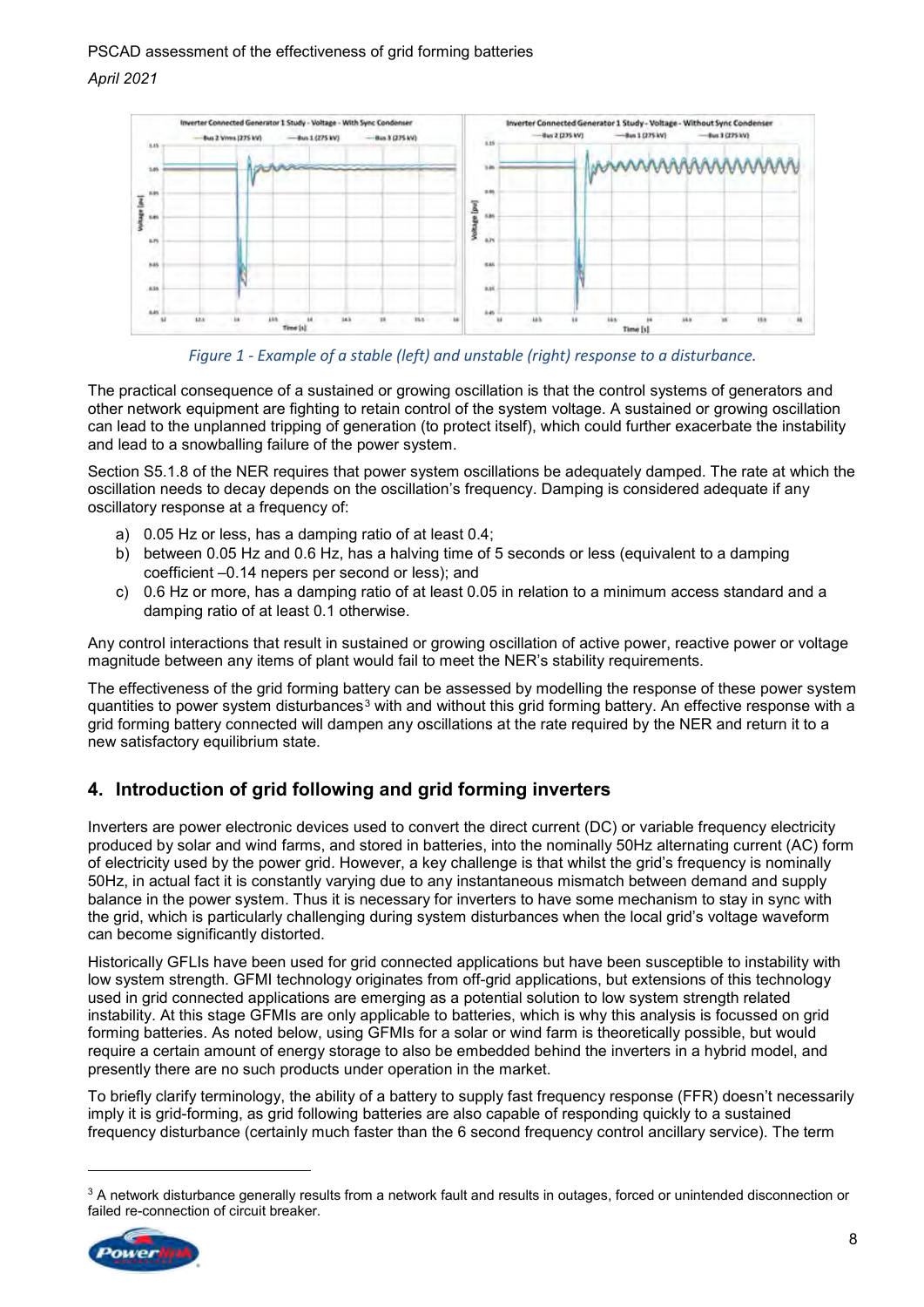Figure 1 - Example of a stable (left) and unstable (right) response to a disturbance.

The practical consequence of a sustained or growing oscillation is that the control systems of generators and other network equipment are fighting to retain control of the system voltage. A sustained or growing oscillation can lead to the unplanned tripping of generation (to protect itself), which could further exacerbate the instability and lead to a snowballing failure of the power system.

Section S5.1.8 of the NER requires that power system oscillations be adequately damped. The rate at which the oscillation needs to decay depends on the oscillation's frequency. Damping is considered adequate if any oscillatory response at a frequency of:

a) 0.05 Hz or less, has a damping ratio of at least 0.4;
b) between 0.05 Hz and 0.6 Hz, has a halving time of 5 seconds or less (equivalent to a damping coefficient –0.14 nepers per second or less); and
c) 0.6 Hz or more, has a damping ratio of at least 0.05 in relation to a minimum access standard and a damping ratio of at least 0.1 otherwise.

Any control interactions that result in sustained or growing oscillation of active power, reactive power or voltage magnitude between any items of plant would fail to meet the NER's stability requirements.

The effectiveness of the grid forming battery can be assessed by modelling the response of these power system quantities to power system disturbances[3] with and without this grid forming battery. An effective response with a grid forming battery connected will dampen any oscillations at the rate required by the NER and return it to a new satisfactory equilibrium state.

## 4. Introduction of grid following and grid forming inverters

Inverters are power electronic devices used to convert the direct current (DC) or variable frequency electricity produced by solar and wind farms, and stored in batteries, into the nominally 50Hz alternating current (AC) form of electricity used by the power grid. However, a key challenge is that whilst the grid's frequency is nominally 50Hz, in actual fact it is constantly varying due to any instantaneous mismatch between demand and supply balance in the power system. Thus it is necessary for inverters to have some mechanism to stay in sync with the grid, which is particularly challenging during system disturbances when the local grid's voltage waveform can become significantly distorted.

Historically GFLIs have been used for grid connected applications but have been susceptible to instability with low system strength. GFMI technology originates from off-grid applications, but extensions of this technology used in grid connected applications are emerging as a potential solution to low system strength related instability. At this stage GFMIs are only applicable to batteries, which is why this analysis is focussed on grid forming batteries. As noted below, using GFMIs for a solar or wind farm is theoretically possible, but would require a certain amount of energy storage to also be embedded behind the inverters in a hybrid model, and presently there are no such products under operation in the market.

To briefly clarify terminology, the ability of a battery to supply fast frequency response (FFR) doesn't necessarily imply it is grid-forming, as grid following batteries are also capable of responding quickly to a sustained frequency disturbance (certainly much faster than the 6 second frequency control ancillary service). The term

[3] A network disturbance generally results from a network fault and results in outages, forced or unintended disconnection or failed re-connection of circuit breaker.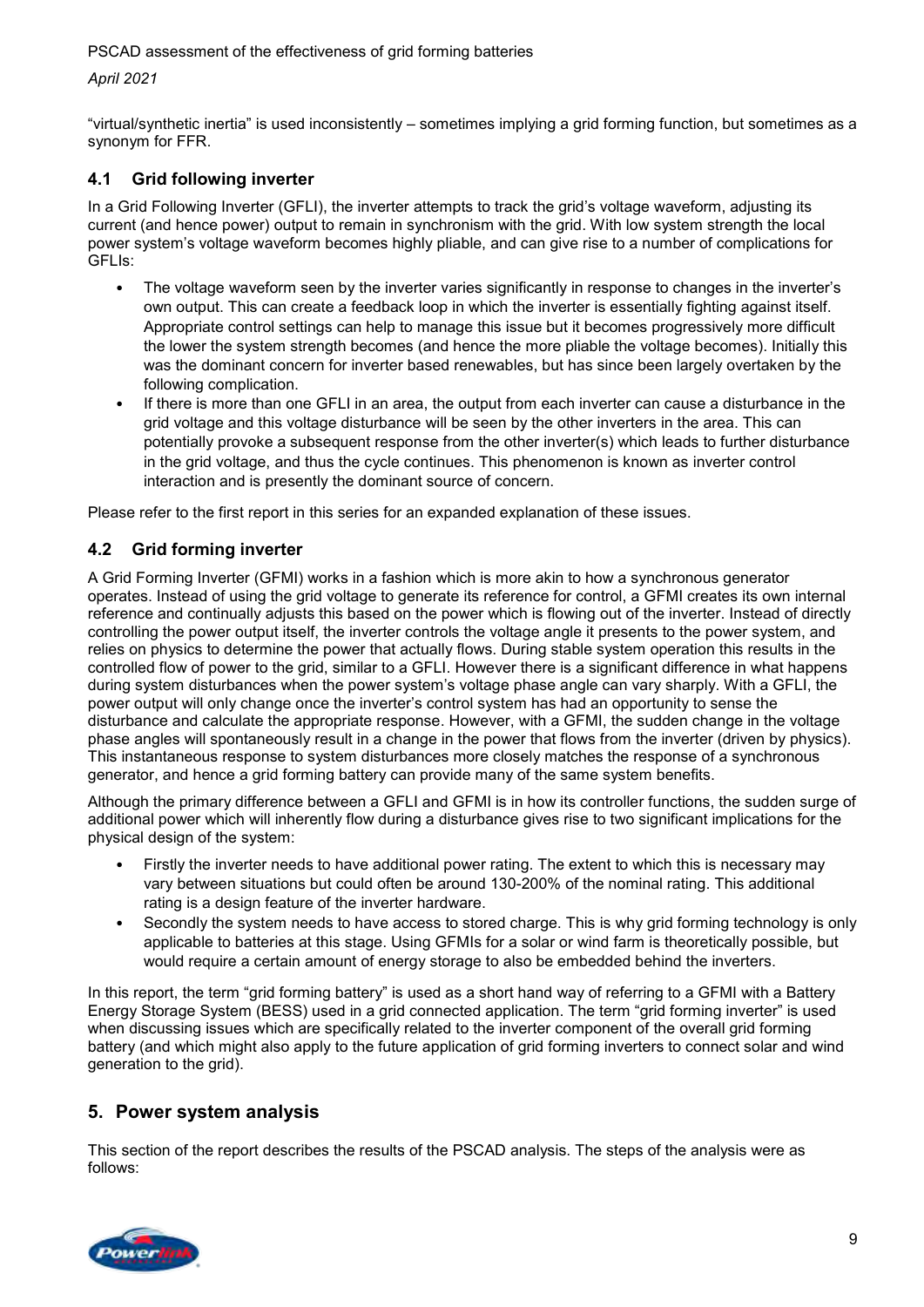"virtual/synthetic inertia" is used inconsistently – sometimes implying a grid forming function, but sometimes as a synonym for FFR.

### 4.1 Grid following inverter

In a Grid Following Inverter (GFLI), the inverter attempts to track the grid's voltage waveform, adjusting its current (and hence power) output to remain in synchronism with the grid. With low system strength the local power system's voltage waveform becomes highly pliable, and can give rise to a number of complications for GFLIs:

- The voltage waveform seen by the inverter varies significantly in response to changes in the inverter's own output. This can create a feedback loop in which the inverter is essentially fighting against itself. Appropriate control settings can help to manage this issue but it becomes progressively more difficult the lower the system strength becomes (and hence the more pliable the voltage becomes). Initially this was the dominant concern for inverter based renewables, but has since been largely overtaken by the following complication.
- If there is more than one GFLI in an area, the output from each inverter can cause a disturbance in the grid voltage and this voltage disturbance will be seen by the other inverters in the area. This can potentially provoke a subsequent response from the other inverter(s) which leads to further disturbance in the grid voltage, and thus the cycle continues. This phenomenon is known as inverter control interaction and is presently the dominant source of concern.

Please refer to the first report in this series for an expanded explanation of these issues.

### 4.2 Grid forming inverter

A Grid Forming Inverter (GFMI) works in a fashion which is more akin to how a synchronous generator operates. Instead of using the grid voltage to generate its reference for control, a GFMI creates its own internal reference and continually adjusts this based on the power which is flowing out of the inverter. Instead of directly controlling the power output itself, the inverter controls the voltage angle it presents to the power system, and relies on physics to determine the power that actually flows. During stable system operation this results in the controlled flow of power to the grid, similar to a GFLI. However there is a significant difference in what happens during system disturbances when the power system's voltage phase angle can vary sharply. With a GFLI, the power output will only change once the inverter's control system has had an opportunity to sense the disturbance and calculate the appropriate response. However, with a GFMI, the sudden change in the voltage phase angles will spontaneously result in a change in the power that flows from the inverter (driven by physics). This instantaneous response to system disturbances more closely matches the response of a synchronous generator, and hence a grid forming battery can provide many of the same system benefits.

Although the primary difference between a GFLI and GFMI is in how its controller functions, the sudden surge of additional power which will inherently flow during a disturbance gives rise to two significant implications for the physical design of the system:

- Firstly the inverter needs to have additional power rating. The extent to which this is necessary may vary between situations but could often be around 130-200% of the nominal rating. This additional rating is a design feature of the inverter hardware.
- Secondly the system needs to have access to stored charge. This is why grid forming technology is only applicable to batteries at this stage. Using GFMIs for a solar or wind farm is theoretically possible, but would require a certain amount of energy storage to also be embedded behind the inverters.

In this report, the term "grid forming battery" is used as a short hand way of referring to a GFMI with a Battery Energy Storage System (BESS) used in a grid connected application. The term "grid forming inverter" is used when discussing issues which are specifically related to the inverter component of the overall grid forming battery (and which might also apply to the future application of grid forming inverters to connect solar and wind generation to the grid).

## 5. Power system analysis

This section of the report describes the results of the PSCAD analysis. The steps of the analysis were as follows: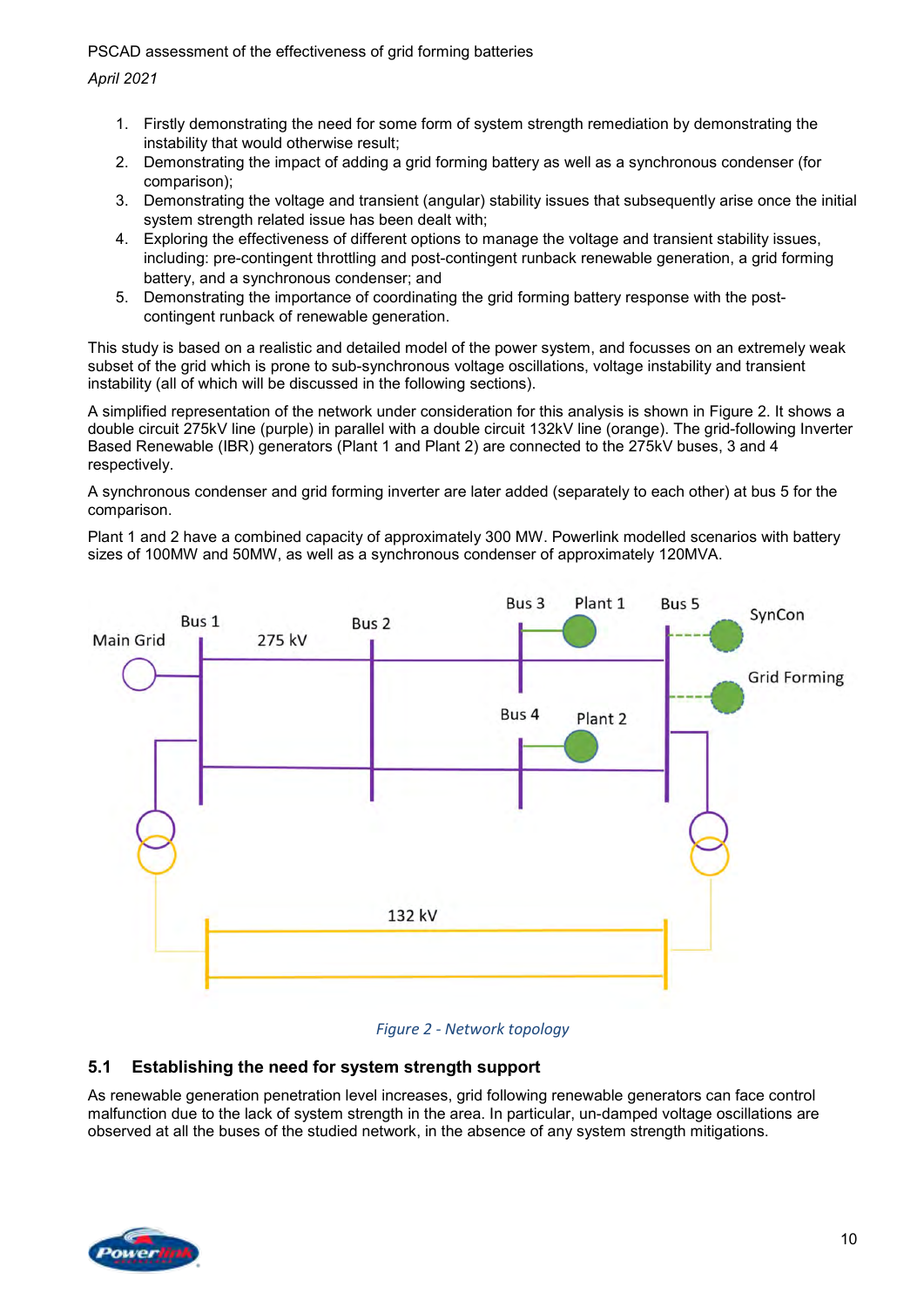1. Firstly demonstrating the need for some form of system strength remediation by demonstrating the instability that would otherwise result;
2. Demonstrating the impact of adding a grid forming battery as well as a synchronous condenser (for comparison);
3. Demonstrating the voltage and transient (angular) stability issues that subsequently arise once the initial system strength related issue has been dealt with;
4. Exploring the effectiveness of different options to manage the voltage and transient stability issues, including: pre-contingent throttling and post-contingent runback renewable generation, a grid forming battery, and a synchronous condenser; and
5. Demonstrating the importance of coordinating the grid forming battery response with the post-contingent runback of renewable generation.

This study is based on a realistic and detailed model of the power system, and focusses on an extremely weak subset of the grid which is prone to sub-synchronous voltage oscillations, voltage instability and transient instability (all of which will be discussed in the following sections).

A simplified representation of the network under consideration for this analysis is shown in Figure 2. It shows a double circuit 275kV line (purple) in parallel with a double circuit 132kV line (orange). The grid-following Inverter Based Renewable (IBR) generators (Plant 1 and Plant 2) are connected to the 275kV buses, 3 and 4 respectively.

A synchronous condenser and grid forming inverter are later added (separately to each other) at bus 5 for the comparison.

Plant 1 and 2 have a combined capacity of approximately 300 MW. Powerlink modelled scenarios with battery sizes of 100MW and 50MW, as well as a synchronous condenser of approximately 120MVA.

*Figure 2 - Network topology*

## 5.1 Establishing the need for system strength support

As renewable generation penetration level increases, grid following renewable generators can face control malfunction due to the lack of system strength in the area. In particular, un-damped voltage oscillations are observed at all the buses of the studied network, in the absence of any system strength mitigations.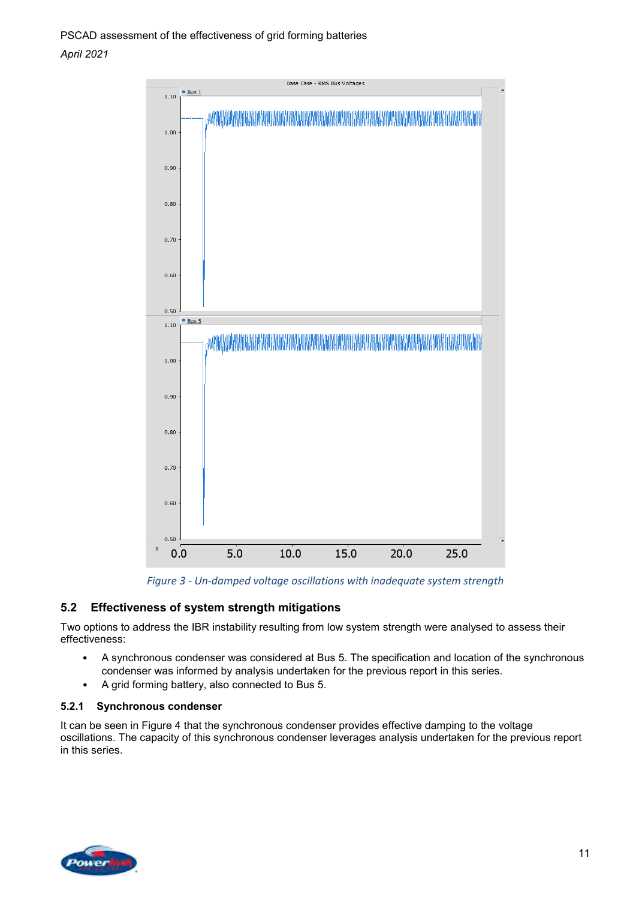Figure 3 - Un-damped voltage oscillations with inadequate system strength

## 5.2 Effectiveness of system strength mitigations

Two options to address the IBR instability resulting from low system strength were analysed to assess their effectiveness:

- A synchronous condenser was considered at Bus 5. The specification and location of the synchronous condenser was informed by analysis undertaken for the previous report in this series.
- A grid forming battery, also connected to Bus 5.

### 5.2.1 Synchronous condenser

It can be seen in Figure 4 that the synchronous condenser provides effective damping to the voltage oscillations. The capacity of this synchronous condenser leverages analysis undertaken for the previous report in this series.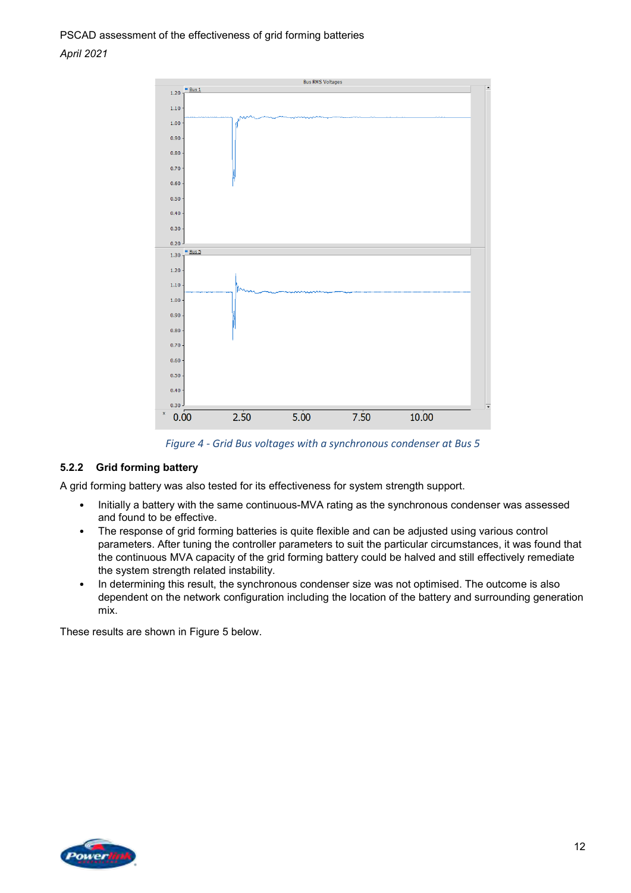Figure 4 - Grid Bus voltages with a synchronous condenser at Bus 5

### 5.2.2 Grid forming battery

A grid forming battery was also tested for its effectiveness for system strength support.

- Initially a battery with the same continuous-MVA rating as the synchronous condenser was assessed and found to be effective.
- The response of grid forming batteries is quite flexible and can be adjusted using various control parameters. After tuning the controller parameters to suit the particular circumstances, it was found that the continuous MVA capacity of the grid forming battery could be halved and still effectively remediate the system strength related instability.
- In determining this result, the synchronous condenser size was not optimised. The outcome is also dependent on the network configuration including the location of the battery and surrounding generation mix.

These results are shown in Figure 5 below.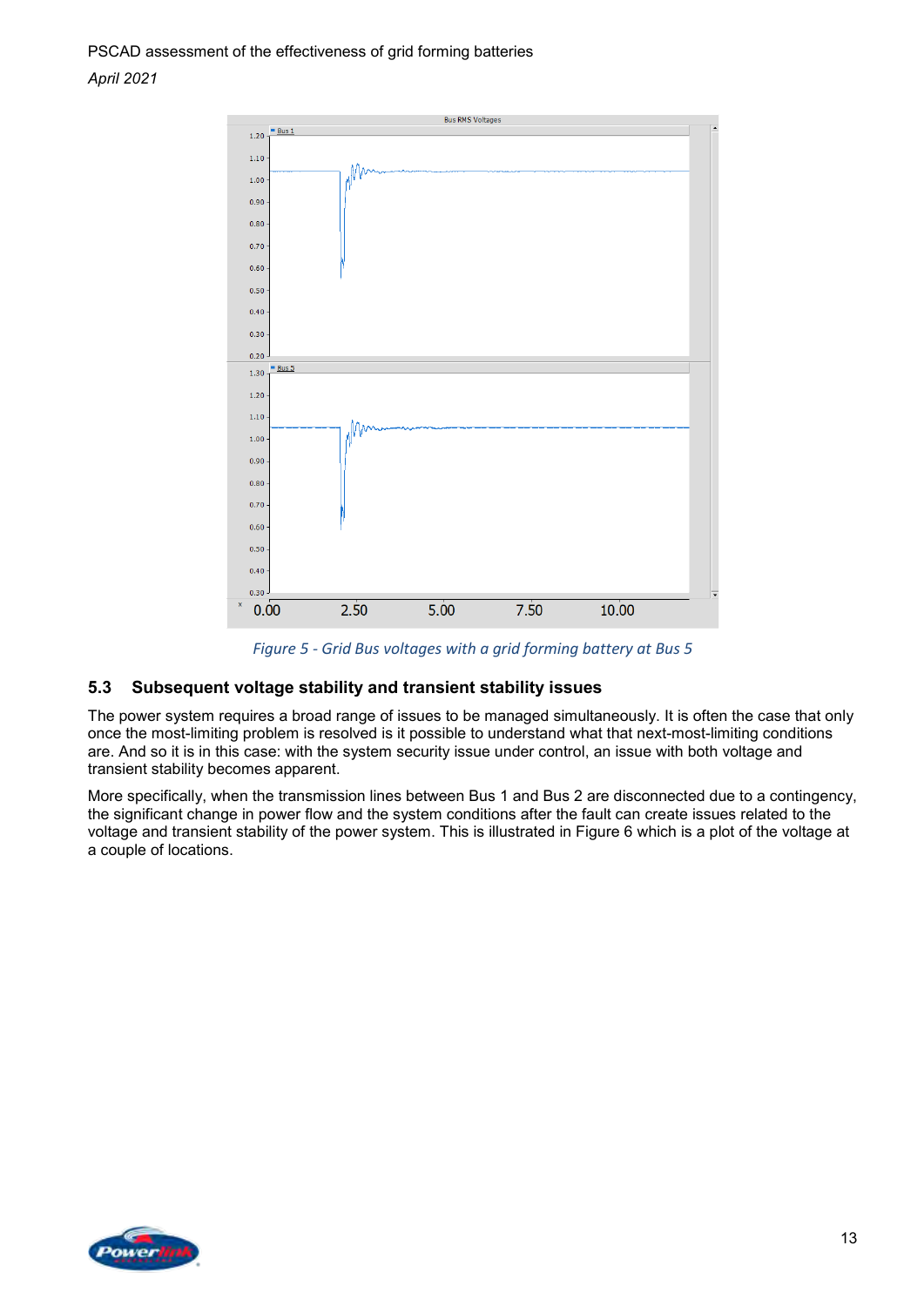Figure 5 - Grid Bus voltages with a grid forming battery at Bus 5

### 5.3 Subsequent voltage stability and transient stability issues

The power system requires a broad range of issues to be managed simultaneously. It is often the case that only once the most-limiting problem is resolved is it possible to understand what that next-most-limiting conditions are. And so it is in this case: with the system security issue under control, an issue with both voltage and transient stability becomes apparent.

More specifically, when the transmission lines between Bus 1 and Bus 2 are disconnected due to a contingency, the significant change in power flow and the system conditions after the fault can create issues related to the voltage and transient stability of the power system. This is illustrated in Figure 6 which is a plot of the voltage at a couple of locations.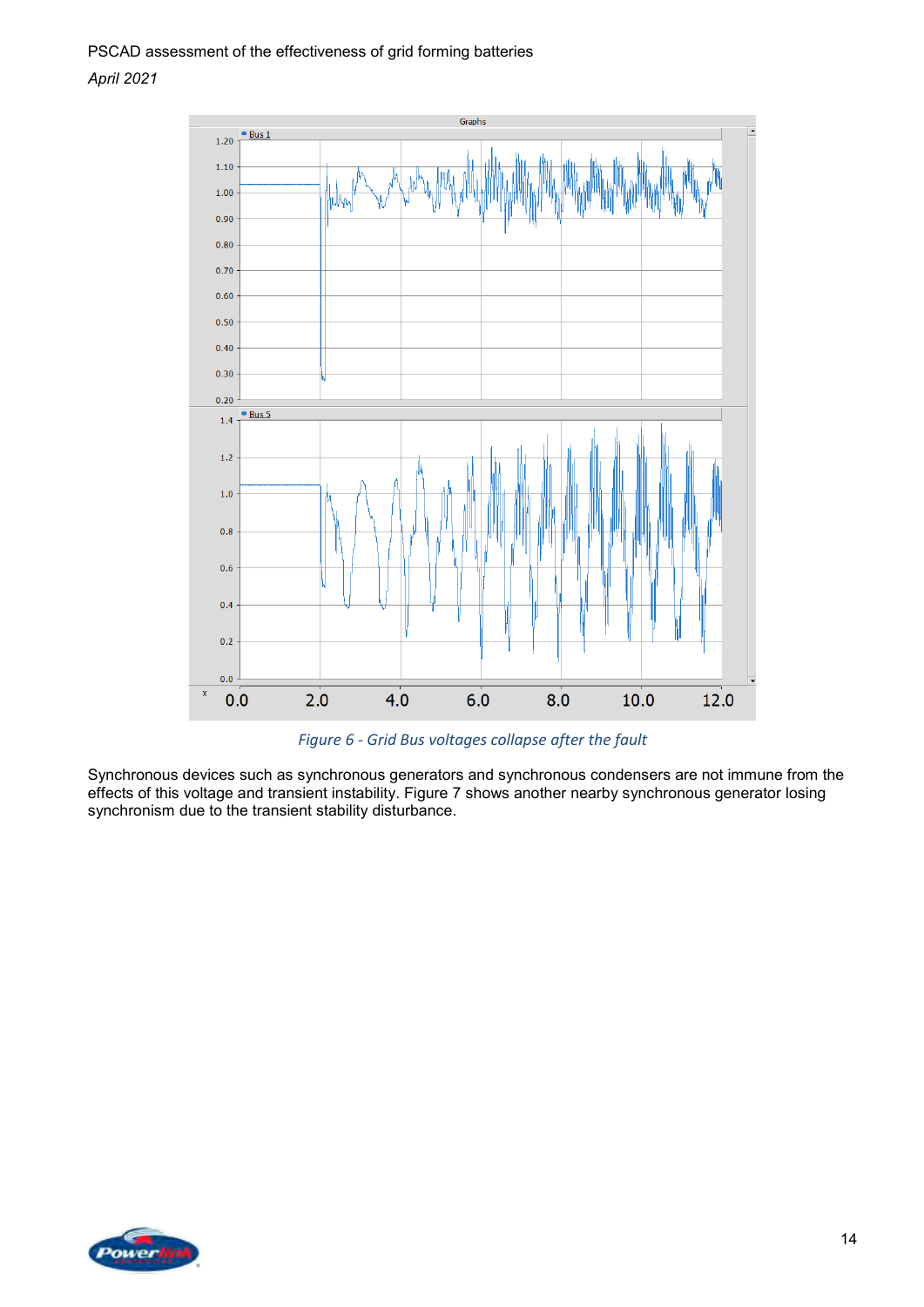Figure 6 - Grid Bus voltages collapse after the fault

Synchronous devices such as synchronous generators and synchronous condensers are not immune from the effects of this voltage and transient instability. Figure 7 shows another nearby synchronous generator losing synchronism due to the transient stability disturbance.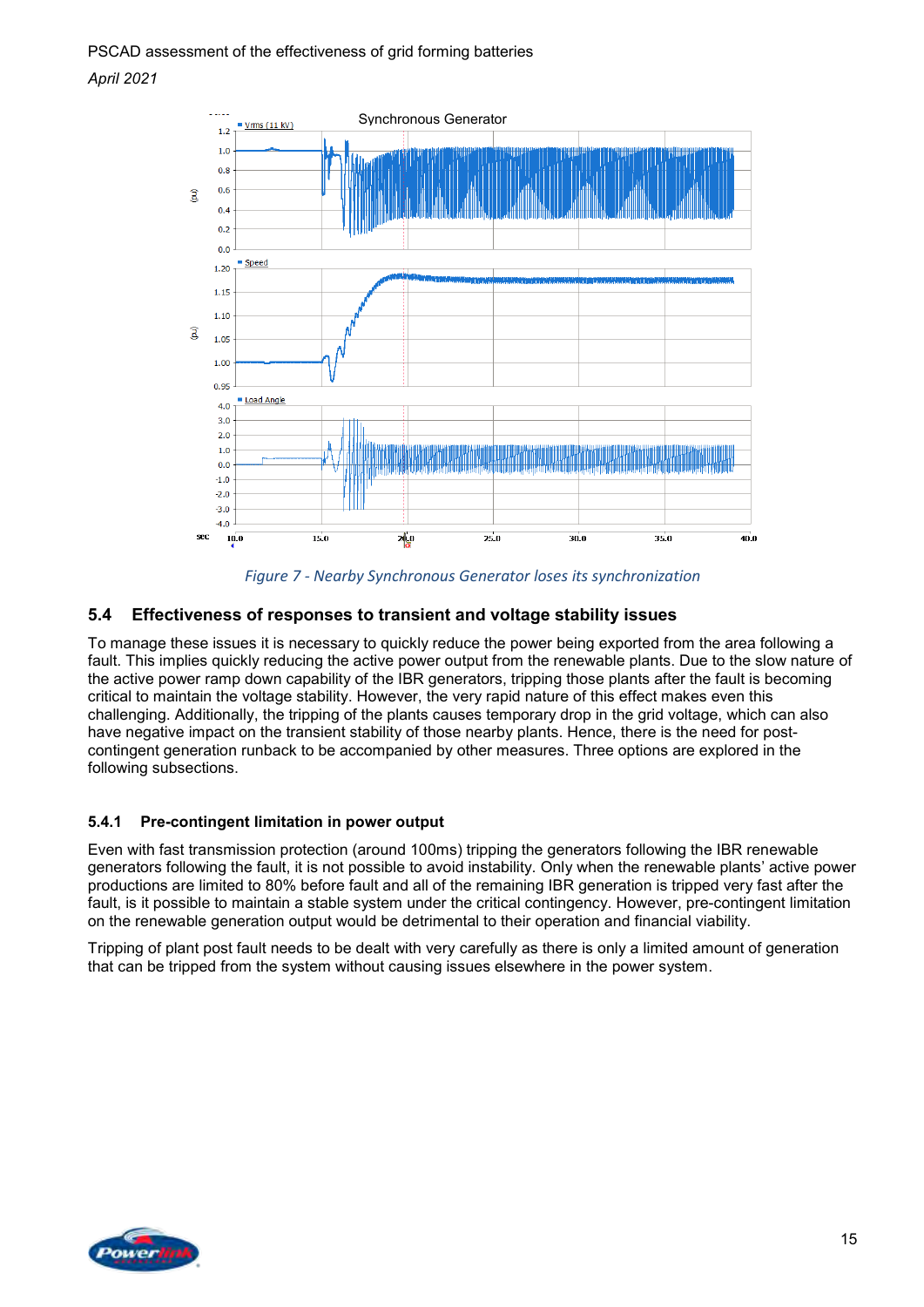Figure 7 - Nearby Synchronous Generator loses its synchronization

### 5.4 Effectiveness of responses to transient and voltage stability issues

To manage these issues it is necessary to quickly reduce the power being exported from the area following a fault. This implies quickly reducing the active power output from the renewable plants. Due to the slow nature of the active power ramp down capability of the IBR generators, tripping those plants after the fault is becoming critical to maintain the voltage stability. However, the very rapid nature of this effect makes even this challenging. Additionally, the tripping of the plants causes temporary drop in the grid voltage, which can also have negative impact on the transient stability of those nearby plants. Hence, there is the need for post-contingent generation runback to be accompanied by other measures. Three options are explored in the following subsections.

#### 5.4.1 Pre-contingent limitation in power output

Even with fast transmission (around 100ms) tripping the generators following the IBR renewable generators following the fault, it is not possible to avoid instability. Only when the renewable plants' active power productions are limited to 80% before fault and all of the remaining IBR generation is tripped very fast after the fault, is it possible to maintain a stable system under the critical contingency. However, pre-contingent limitation on the renewable generation output would be detrimental to their operation and financial viability.

Tripping of plant post fault needs to be dealt with very carefully as there is only a limited amount of generation that can be tripped from the system without causing issues elsewhere in the power system.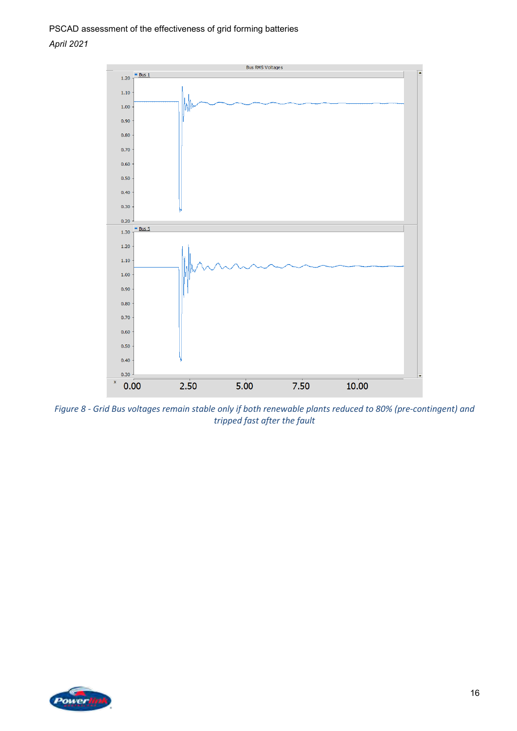*Figure 8 - Grid Bus voltages remain stable only if both renewable plants reduced to 80% (pre-contingent) and tripped fast after the fault*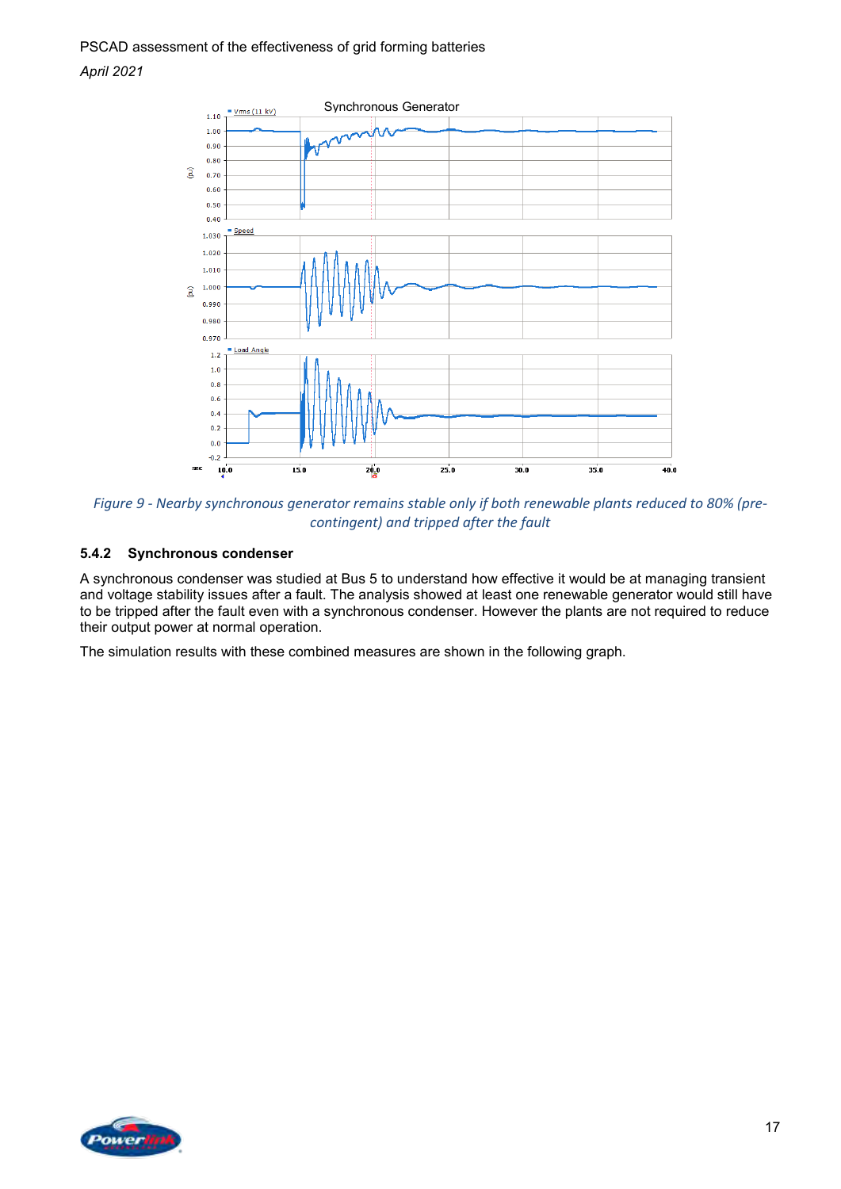*Figure 9 - Nearby synchronous generator remains stable only if both renewable plants reduced to 80% (pre-contingent) and tripped after the fault*

### 5.4.2 Synchronous condenser

A synchronous condenser was studied at Bus 5 to understand how effective it would be at managing transient and voltage stability issues after a fault. The analysis showed at least one renewable generator would still have to be tripped after the fault even with a synchronous condenser. However the plants are not required to reduce their output power at normal operation.

The simulation results with these combined measures are shown in the following graph.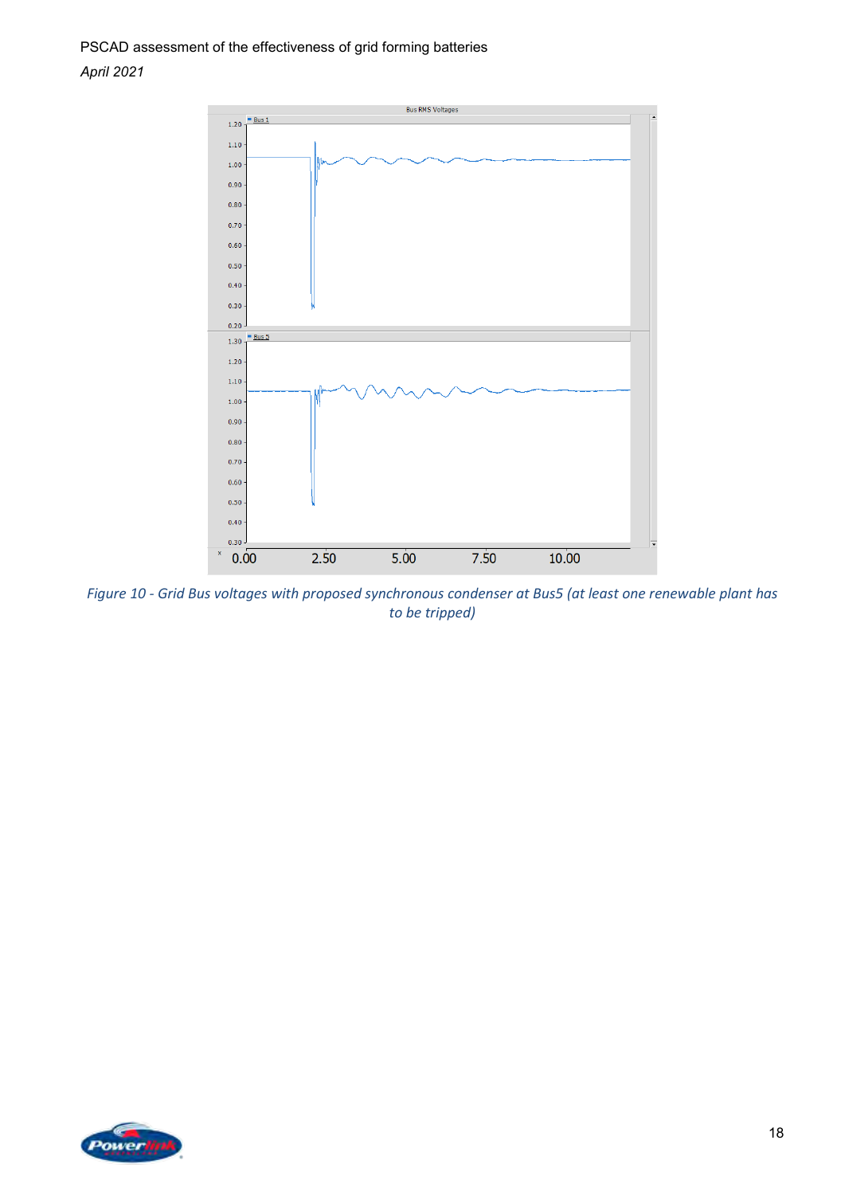*Figure 10 - Grid Bus voltages with proposed synchronous condenser at Bus5 (at least one renewable plant has to be tripped)*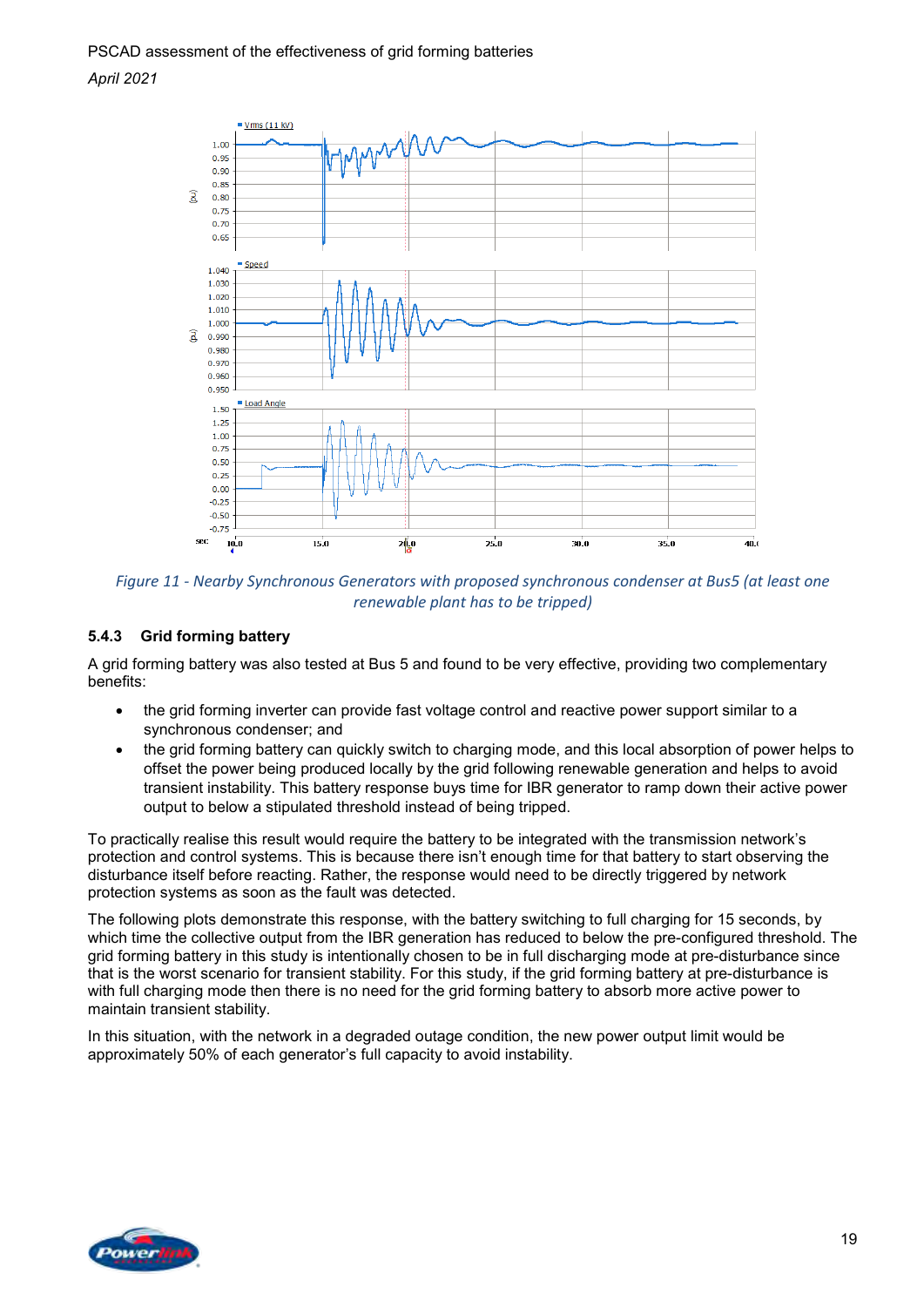*Figure 11 - Nearby Synchronous Generators with proposed synchronous condenser at Bus5 (at least one renewable plant has to be tripped)*

### 5.4.3 Grid forming battery

A grid forming battery was also tested at Bus 5 and found to be very effective, providing two complementary benefits:

- the grid forming inverter can provide fast voltage control and reactive power support similar to a synchronous condenser; and
- the grid forming battery can quickly switch to charging mode, and this local absorption of power helps to offset the power being produced locally by the grid following renewable generation and helps to avoid transient instability. This battery response buys time for IBR generator to ramp down their active power output to below a stipulated threshold instead of being tripped.

To practically realise this result would require the battery to be integrated with the transmission network's protection and control systems. This is because there isn't enough time for that battery to start observing the disturbance itself before reacting. Rather, the response would need to be directly triggered by network protection systems as soon as the fault was detected.

The following plots demonstrate this response, with the battery switching to full charging for 15 seconds, by which time the collective output from the IBR generation has reduced to below the pre-configured threshold. The grid forming battery in this study is intentionally chosen to be in full discharging mode at pre-disturbance since that is the worst scenario for transient stability. For this study, if the grid forming battery at pre-disturbance is with full charging mode then there is no need for the grid forming battery to absorb more active power to maintain transient stability.

In this situation, with the network in a degraded outage condition, the new power output limit would be approximately 50% of each generator's full capacity to avoid instability.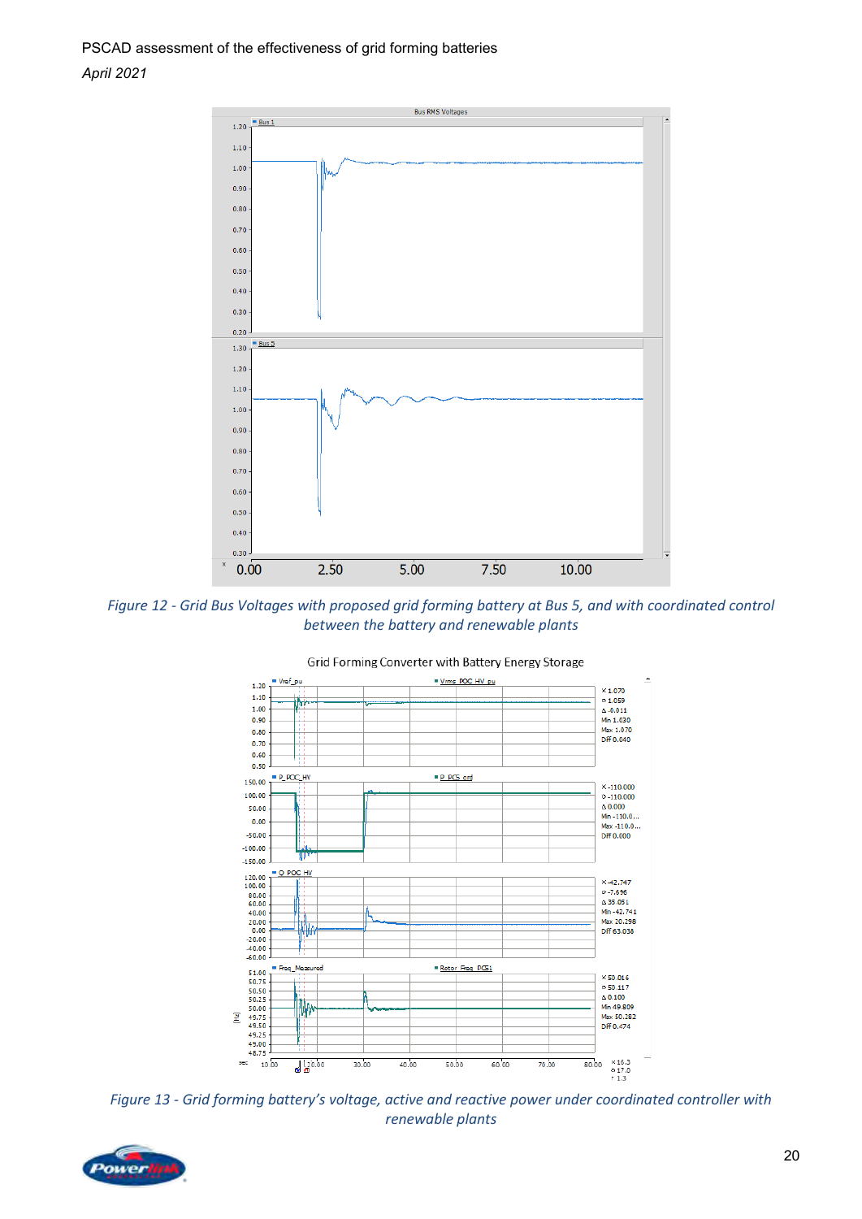*Figure 12 - Grid Bus Voltages with proposed grid forming battery at Bus 5, and with coordinated control between the battery and renewable plants*

*Figure 13 - Grid forming battery's voltage, active and reactive power under coordinated controller with renewable plants*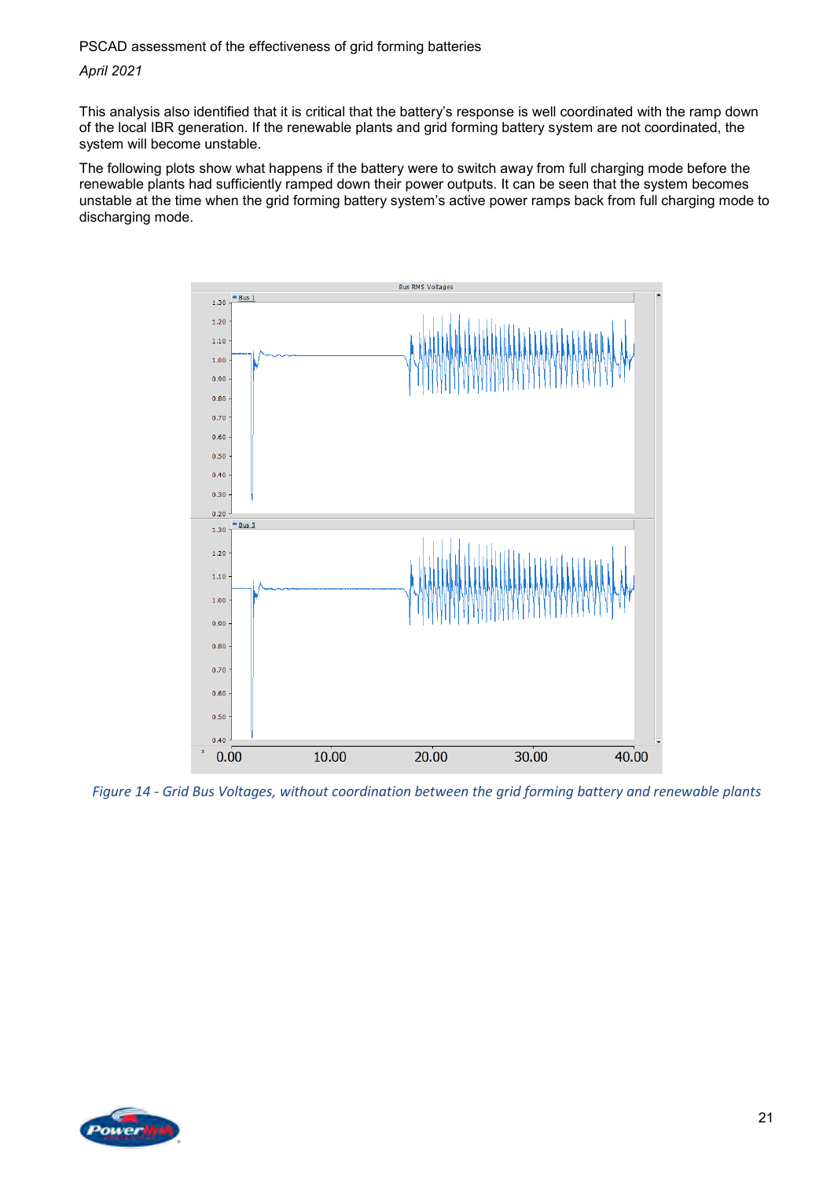This analysis also identified that it is critical that the battery's response is well coordinated with the ramp down of the local IBR generation. If the renewable plants and grid forming battery system are not coordinated, the system will become unstable.

The following plots show what happens if the battery were to switch away from full charging mode before the renewable plants had sufficiently ramped down their power outputs. It can be seen that the system becomes unstable at the time when the grid forming battery system's active power ramps back from full charging mode to discharging mode.

*Figure 14 - Grid Bus Voltages, without coordination between the grid forming battery and renewable plants*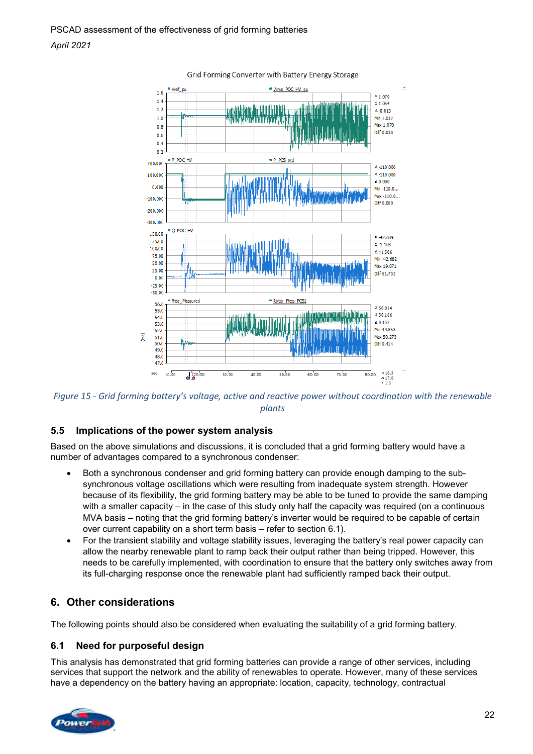Figure 15 - Grid forming battery's voltage, active and reactive power without coordination with the renewable plants

## 5.5 Implications of the power system analysis

Based on the above simulations and discussions, it is concluded that a grid forming battery would have a number of advantages compared to a synchronous condenser:

- Both a synchronous condenser and grid forming battery can provide enough damping to the sub-synchronous voltage oscillations which were resulting from inadequate system strength. However because of its flexibility, the grid forming battery may be able to be tuned to provide the same damping with a smaller capacity – in the case of this study only half the capacity was required (on a continuous MVA basis – noting that the grid forming battery's inverter would be required to be capable of certain over current capability on a short term basis – refer to section 6.1).
- For the transient stability and voltage stability issues, leveraging the battery's real power capacity can allow the nearby renewable plant to ramp back their output rather than being tripped. However, this needs to be carefully implemented, with coordination to ensure that the battery only switches away from its full-charging response once the renewable plant had sufficiently ramped back their output.

# 6. Other considerations

The following points should also be considered when evaluating the suitability of a grid forming battery.

## 6.1 Need for purposeful design

This analysis has demonstrated that grid forming batteries can provide a range of other services, including services that support the network and the ability of renewables to operate. However, many of these services have a dependency on the battery having an appropriate: location, capacity, technology, contractual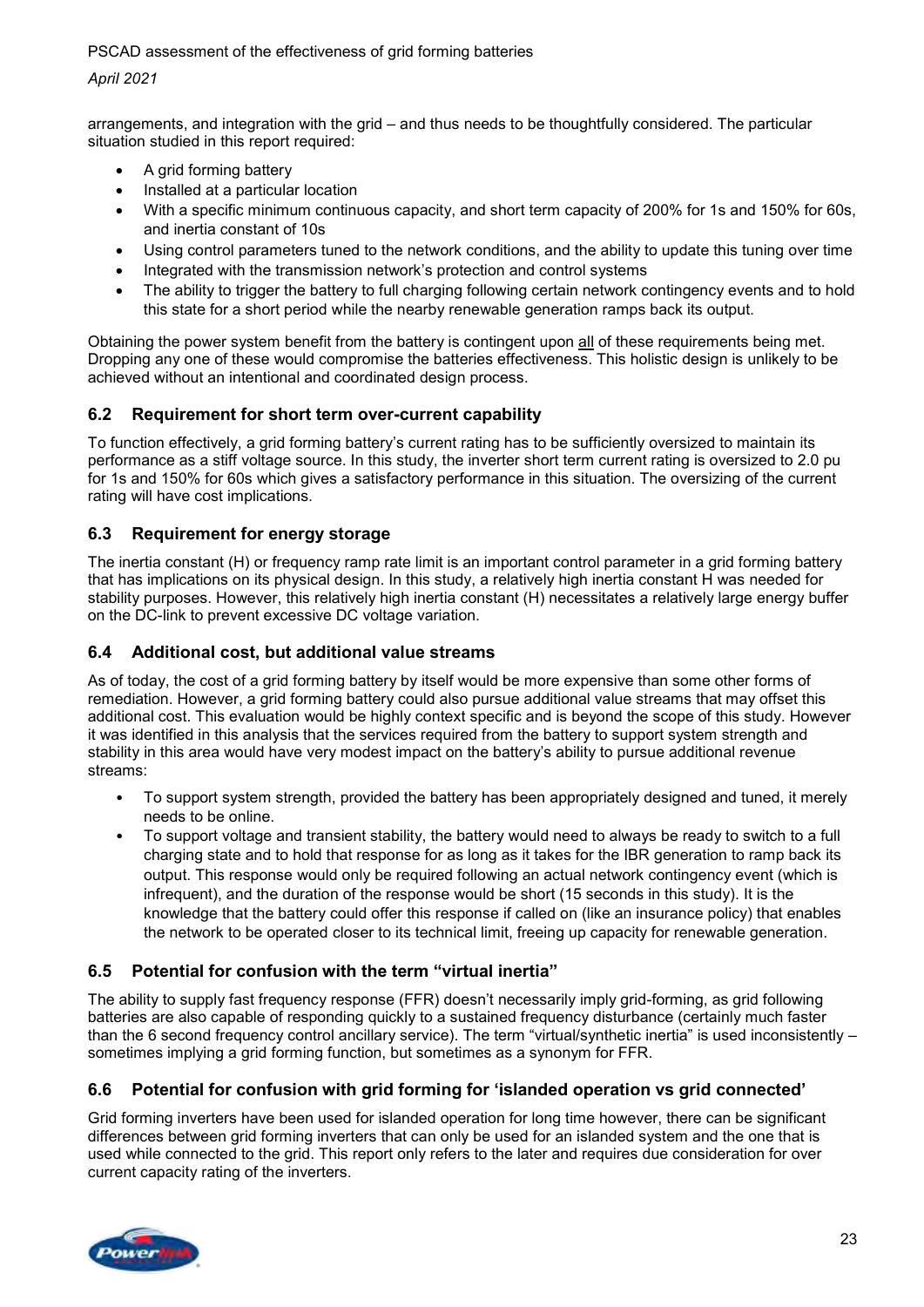arrangements, and integration with the grid – and thus needs to be thoughtfully considered. The particular situation studied in this report required:

- A grid forming battery
- Installed at a particular location
- With a specific minimum continuous capacity, and short term capacity of 200% for 1s and 150% for 60s, and inertia constant of 10s
- Using control parameters tuned to the network conditions, and the ability to update this tuning over time
- Integrated with the transmission network's protection and control systems
- The ability to trigger the battery to full charging following certain network contingency events and to hold this state for a short period while the nearby renewable generation ramps back its output.

Obtaining the power system benefit from the battery is contingent upon all of these requirements being met. Dropping any one of these would compromise the batteries effectiveness. This holistic design is unlikely to be achieved without an intentional and coordinated design process.

## 6.2 Requirement for short term over-current capability

To function effectively, a grid forming battery's current rating has to be sufficiently oversized to maintain its performance as a stiff voltage source. In this study, the inverter short term current rating is oversized to 2.0 pu for 1s and 150% for 60s which gives a satisfactory performance in this situation. The oversizing of the current rating will have cost implications.

## 6.3 Requirement for energy storage

The inertia constant (H) or frequency ramp rate limit is an important control parameter in a grid forming battery that has implications on its physical design. In this study, a relatively high inertia constant H was needed for stability purposes. However, this relatively high inertia constant (H) necessitates a relatively large energy buffer on the DC-link to prevent excessive DC voltage variation.

## 6.4 Additional cost, but additional value streams

As of today, the cost of a grid forming battery by itself would be more expensive than some other forms of remediation. However, a grid forming battery could also pursue additional value streams that may offset this additional cost. This evaluation would be highly context specific and is beyond the scope of this study. However it was identified in this analysis that the services required from the battery to support system strength and stability in this area would have very modest impact on the battery's ability to pursue additional revenue streams:

- To support system strength, provided the battery has been appropriately designed and tuned, it merely needs to be online.
- To support voltage and transient stability, the battery would need to always be ready to switch to a full charging state and to hold that response for as long as it takes for the IBR generation to ramp back its output. This response would only be required following an actual network contingency event (which is infrequent), and the duration of the response would be short (15 seconds in this study). It is the knowledge that the battery could offer this response if called on (like an insurance policy) that enables the network to be operated closer to its technical limit, freeing up capacity for renewable generation.

## 6.5 Potential for confusion with the term "virtual inertia"

The ability to supply fast frequency response (FFR) doesn't necessarily imply grid-forming, as grid following batteries are also capable of responding quickly to a sustained frequency disturbance (certainly much faster than the 6 second frequency control ancillary service). The term "virtual/synthetic inertia" is used inconsistently – sometimes implying a grid forming function, but sometimes as a synonym for FFR.

## 6.6 Potential for confusion with grid forming for 'islanded operation vs grid connected'

Grid forming inverters have been used for islanded operation for long time however, there can be significant differences between grid forming inverters that can only be used for an islanded system and the one that is used while connected to the grid. This report only refers to the later and requires due consideration for over current capacity rating of the inverters.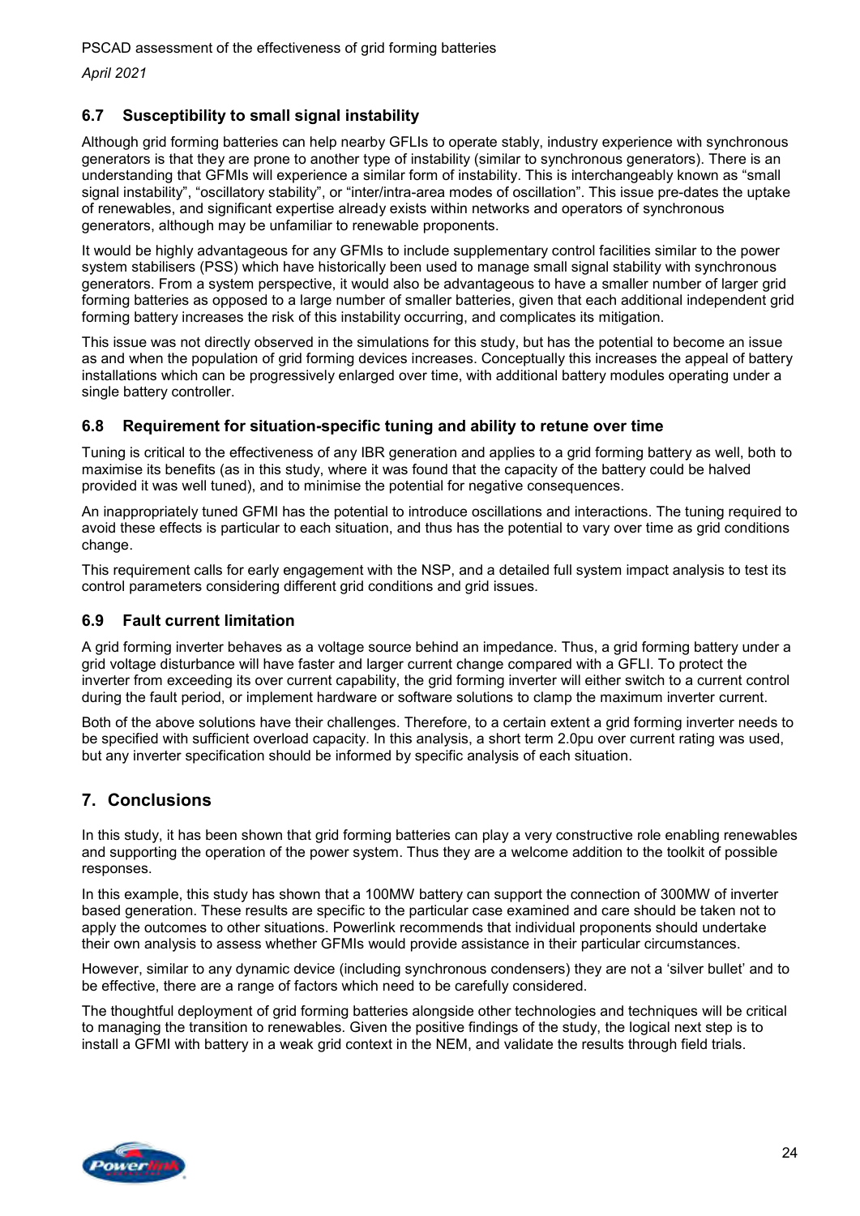## 6.7 Susceptibility to small signal instability

Although grid forming batteries can help nearby GFLIs to operate stably, industry experience with synchronous generators is that they are prone to another type of instability (similar to synchronous generators). There is an understanding that GFMIs will experience a similar form of instability. This is interchangeably known as "small signal instability", "oscillatory stability", or "inter/intra-area modes of oscillation". This issue pre-dates the uptake of renewables, and significant expertise already exists within networks and operators of synchronous generators, although may be unfamiliar to renewable proponents.

It would be highly advantageous for any GFMIs to include supplementary control facilities similar to the power system stabilisers (PSS) which have historically been used to manage small signal stability with synchronous generators. From a system perspective, it would also be advantageous to have a smaller number of larger grid forming batteries as opposed to a large number of smaller batteries, given that each additional independent grid forming battery increases the risk of this instability occurring, and complicates its mitigation.

This issue was not directly observed in the simulations for this study, but has the potential to become an issue as and when the population of grid forming devices increases. Conceptually this increases the appeal of battery installations which can be progressively enlarged over time, with additional battery modules operating under a single battery controller.

## 6.8 Requirement for situation-specific tuning and ability to retune over time

Tuning is critical to the effectiveness of any IBR generation and applies to a grid forming battery as well, both to maximise its benefits (as in this study, where it was found that the capacity of the battery could be halved provided it was well tuned), and to minimise the potential for negative consequences.

An inappropriately tuned GFMI has the potential to introduce oscillations and interactions. The tuning required to avoid these effects is particular to each situation, and thus has the potential to vary over time as grid conditions change.

This requirement calls for early engagement with the NSP, and a detailed full system impact analysis to test its control parameters considering different grid conditions and grid issues.

## 6.9 Fault current limitation

A grid forming inverter behaves as a voltage source behind an impedance. Thus, a grid forming battery under a grid voltage disturbance will have faster and larger current change compared with a GFLI. To protect the inverter from exceeding its over current capability, the grid forming inverter will either switch to a current control during the fault period, or implement hardware or software solutions to clamp the maximum inverter current.

Both of the above solutions have their challenges. Therefore, to a certain extent a grid forming inverter needs to be specified with sufficient overload capacity. In this analysis, a short term 2.0pu over current rating was used, but any inverter specification should be informed by specific analysis of each situation.

# 7. Conclusions

In this study, it has been shown that grid forming batteries can play a very constructive role enabling renewables and supporting the operation of the power system. Thus they are a welcome addition to the toolkit of possible responses.

In this example, this study has shown that a 100MW battery can support the connection of 300MW of inverter based generation. These results are specific to the particular case examined and care should be taken not to apply the outcomes to other situations. Powerlink recommends that individual proponents should undertake their own analysis to assess whether GFMIs would provide assistance in their particular circumstances.

However, similar to any dynamic device (including synchronous condensers) they are not a 'silver bullet' and to be effective, there are a range of factors which need to be carefully considered.

The thoughtful deployment of grid forming batteries alongside other technologies and techniques will be critical to managing the transition to renewables. Given the positive findings of the study, the logical next step is to install a GFMI with battery in a weak grid context in the NEM, and validate the results through field trials.